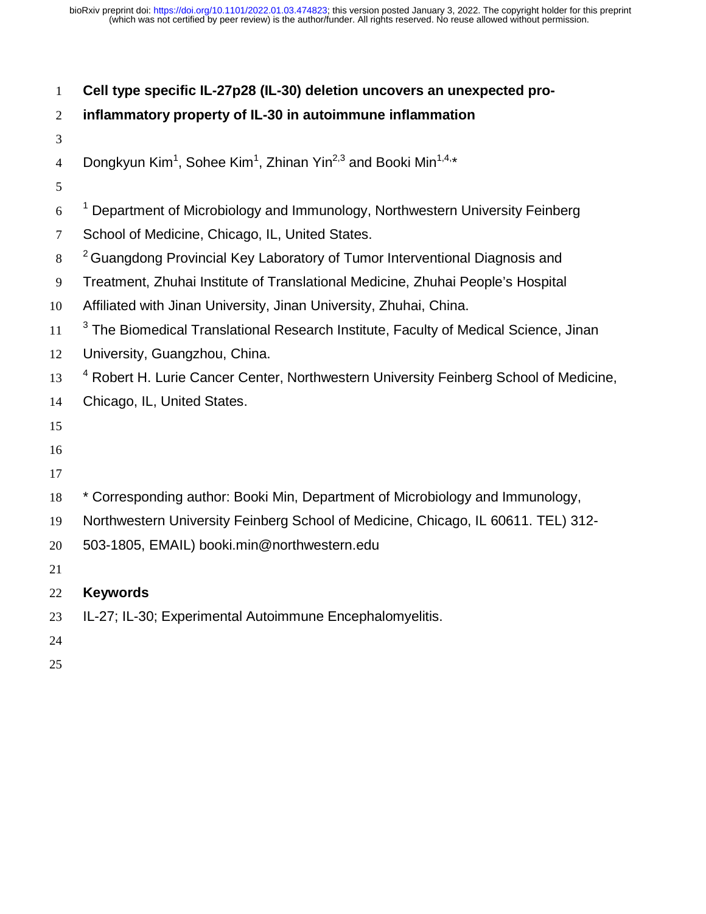# Cell type specific IL-27p28 (IL-30) deletion uncovers an unexpected pro-inflammatory property of IL-30 in autoimmune inflammation

Dongkyun Kim[1], Sohee Kim[1], Zhinan Yin[2,3] and Booki Min[1,4,*]

[1] Department of Microbiology and Immunology, Northwestern University Feinberg School of Medicine, Chicago, IL, United States.

[2] Guangdong Provincial Key Laboratory of Tumor Interventional Diagnosis and Treatment, Zhuhai Institute of Translational Medicine, Zhuhai People's Hospital Affiliated with Jinan University, Jinan University, Zhuhai, China.

[3] The Biomedical Translational Research Institute, Faculty of Medical Science, Jinan University, Guangzhou, China.

[4] Robert H. Lurie Cancer Center, Northwestern University Feinberg School of Medicine, Chicago, IL, United States.

* Corresponding author: Booki Min, Department of Microbiology and Immunology, Northwestern University Feinberg School of Medicine, Chicago, IL 60611. TEL) 312-503-1805, EMAIL) booki.min@northwestern.edu

## Keywords

IL-27; IL-30; Experimental Autoimmune Encephalomyelitis.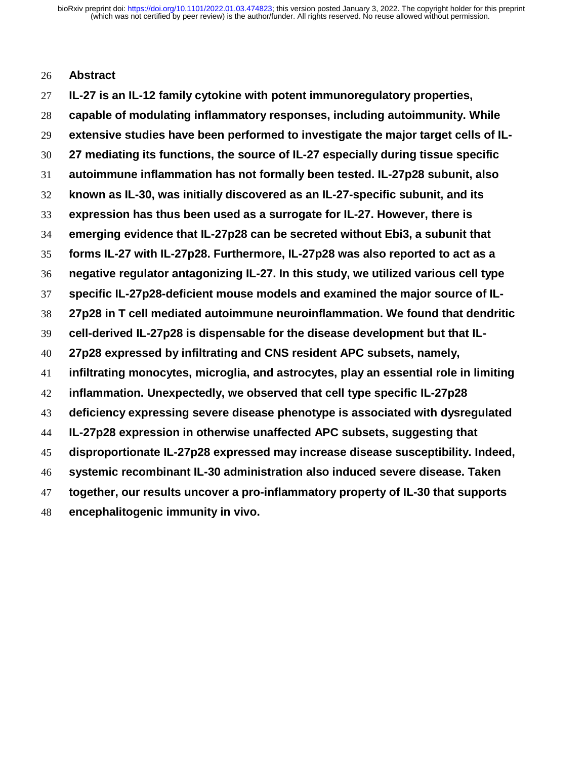## Abstract

**IL-27 is an IL-12 family cytokine with potent immunoregulatory properties, capable of modulating inflammatory responses, including autoimmunity. While extensive studies have been performed to investigate the major target cells of IL-27 mediating its functions, the source of IL-27 especially during tissue specific autoimmune inflammation has not formally been tested. IL-27p28 subunit, also known as IL-30, was initially discovered as an IL-27-specific subunit, and its expression has thus been used as a surrogate for IL-27. However, there is emerging evidence that IL-27p28 can be secreted without Ebi3, a subunit that forms IL-27 with IL-27p28. Furthermore, IL-27p28 was also reported to act as a negative regulator antagonizing IL-27. In this study, we utilized various cell type specific IL-27p28-deficient mouse models and examined the major source of IL-27p28 in T cell mediated autoimmune neuroinflammation. We found that dendritic cell-derived IL-27p28 is dispensable for the disease development but that IL-27p28 expressed by infiltrating and CNS resident APC subsets, namely, infiltrating monocytes, microglia, and astrocytes, play an essential role in limiting inflammation. Unexpectedly, we observed that cell type specific IL-27p28 deficiency expressing severe disease phenotype is associated with dysregulated IL-27p28 expression in otherwise unaffected APC subsets, suggesting that disproportionate IL-27p28 expressed may increase disease susceptibility. Indeed, systemic recombinant IL-30 administration also induced severe disease. Taken together, our results uncover a pro-inflammatory property of IL-30 that supports encephalitogenic immunity in vivo.**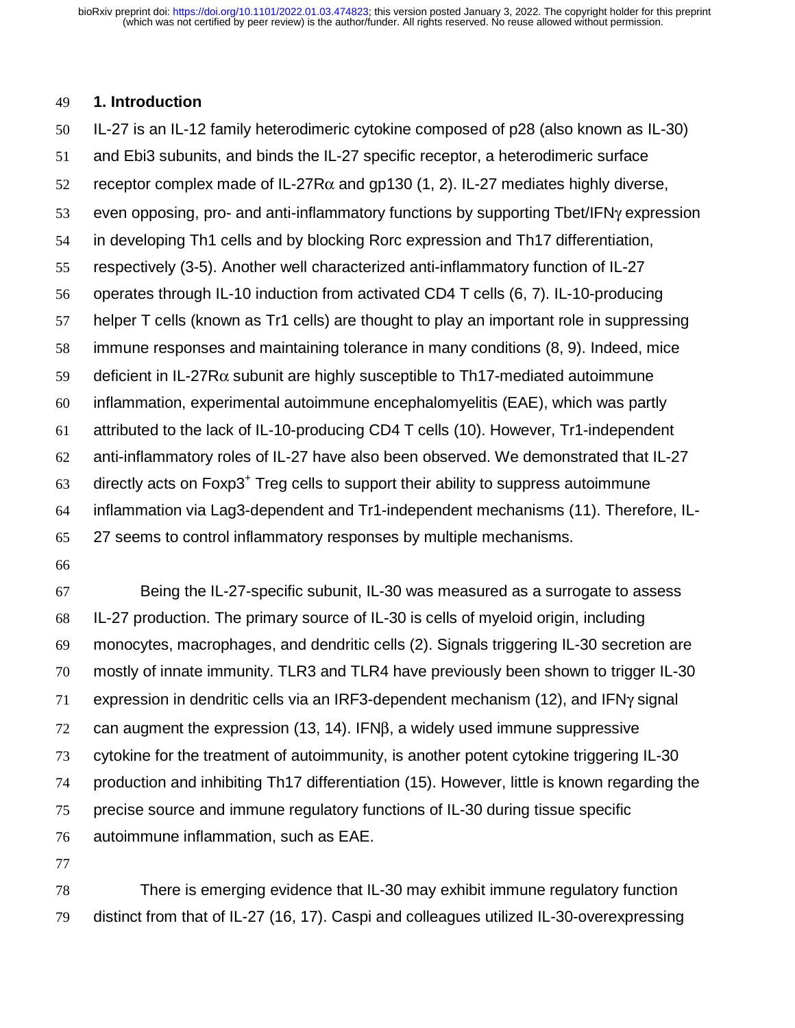## 1. Introduction

IL-27 is an IL-12 family heterodimeric cytokine composed of p28 (also known as IL-30) and Ebi3 subunits, and binds the IL-27 specific receptor, a heterodimeric surface receptor complex made of IL-27Rα and gp130 (1, 2). IL-27 mediates highly diverse, even opposing, pro- and anti-inflammatory functions by supporting Tbet/IFNγ expression in developing Th1 cells and by blocking Rorc expression and Th17 differentiation, respectively (3-5). Another well characterized anti-inflammatory function of IL-27 operates through IL-10 induction from activated CD4 T cells (6, 7). IL-10-producing helper T cells (known as Tr1 cells) are thought to play an important role in suppressing immune responses and maintaining tolerance in many conditions (8, 9). Indeed, mice deficient in IL-27Rα subunit are highly susceptible to Th17-mediated autoimmune inflammation, experimental autoimmune encephalomyelitis (EAE), which was partly attributed to the lack of IL-10-producing CD4 T cells (10). However, Tr1-independent anti-inflammatory roles of IL-27 have also been observed. We demonstrated that IL-27 directly acts on $Foxp3^+$ Treg cells to support their ability to suppress autoimmune inflammation via Lag3-dependent and Tr1-independent mechanisms (11). Therefore, IL-27 seems to control inflammatory responses by multiple mechanisms.

Being the IL-27-specific subunit, IL-30 was measured as a surrogate to assess IL-27 production. The primary source of IL-30 is cells of myeloid origin, including monocytes, macrophages, and dendritic cells (2). Signals triggering IL-30 secretion are mostly of innate immunity. TLR3 and TLR4 have previously been shown to trigger IL-30 expression in dendritic cells via an IRF3-dependent mechanism (12), and IFNγ signal can augment the expression (13, 14). IFNβ, a widely used immune suppressive cytokine for the treatment of autoimmunity, is another potent cytokine triggering IL-30 production and inhibiting Th17 differentiation (15). However, little is known regarding the precise source and immune regulatory functions of IL-30 during tissue specific autoimmune inflammation, such as EAE.

There is emerging evidence that IL-30 may exhibit immune regulatory function distinct from that of IL-27 (16, 17). Caspi and colleagues utilized IL-30-overexpressing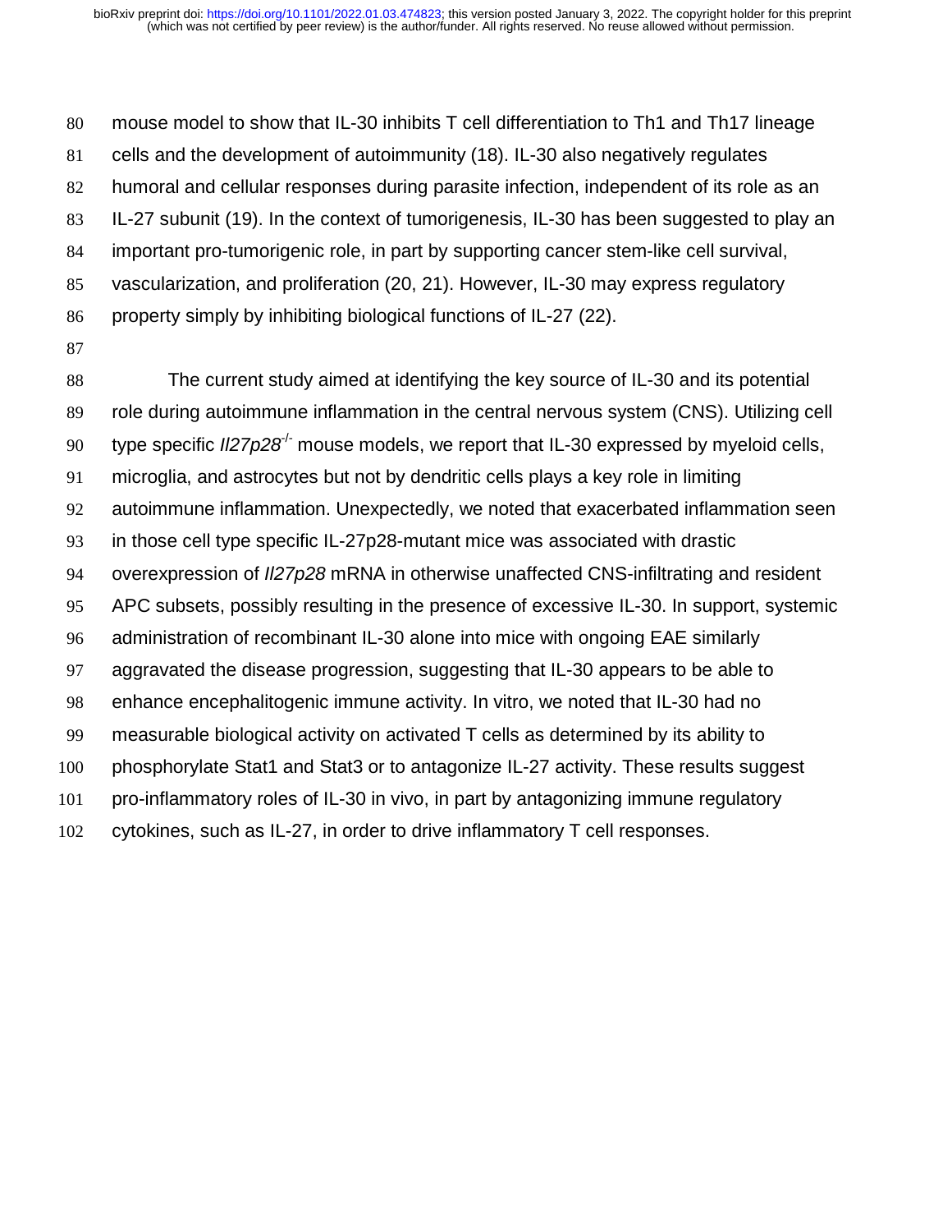mouse model to show that IL-30 inhibits T cell differentiation to Th1 and Th17 lineage cells and the development of autoimmunity (18). IL-30 also negatively regulates humoral and cellular responses during parasite infection, independent of its role as an IL-27 subunit (19). In the context of tumorigenesis, IL-30 has been suggested to play an important pro-tumorigenic role, in part by supporting cancer stem-like cell survival, vascularization, and proliferation (20, 21). However, IL-30 may express regulatory property simply by inhibiting biological functions of IL-27 (22).

The current study aimed at identifying the key source of IL-30 and its potential role during autoimmune inflammation in the central nervous system (CNS). Utilizing cell type specific *Il27p28*$^{-/-}$ mouse models, we report that IL-30 expressed by myeloid cells, microglia, and astrocytes but not by dendritic cells plays a key role in limiting autoimmune inflammation. Unexpectedly, we noted that exacerbated inflammation seen in those cell type specific IL-27p28-mutant mice was associated with drastic overexpression of *Il27p28* mRNA in otherwise unaffected CNS-infiltrating and resident APC subsets, possibly resulting in the presence of excessive IL-30. In support, systemic administration of recombinant IL-30 alone into mice with ongoing EAE similarly aggravated the disease progression, suggesting that IL-30 appears to be able to enhance encephalitogenic immune activity. In vitro, we noted that IL-30 had no measurable biological activity on activated T cells as determined by its ability to phosphorylate Stat1 and Stat3 or to antagonize IL-27 activity. These results suggest pro-inflammatory roles of IL-30 in vivo, in part by antagonizing immune regulatory cytokines, such as IL-27, in order to drive inflammatory T cell responses.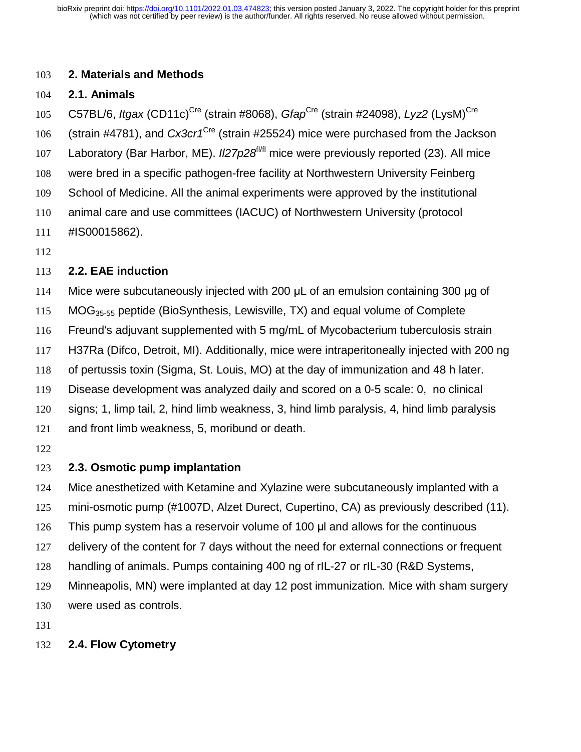## 2. Materials and Methods

### 2.1. Animals

C57BL/6, *Itgax* (CD11c)$^{Cre}$ (strain #8068), *Gfap*$^{Cre}$ (strain #24098), *Lyz2* (LysM)$^{Cre}$ (strain #4781), and *Cx3cr1*$^{Cre}$ (strain #25524) mice were purchased from the Jackson Laboratory (Bar Harbor, ME). *Il27p28*$^{fl/fl}$ mice were previously reported (23). All mice were bred in a specific pathogen-free facility at Northwestern University Feinberg School of Medicine. All the animal experiments were approved by the institutional animal care and use committees (IACUC) of Northwestern University (protocol #IS00015862).

### 2.2. EAE induction

Mice were subcutaneously injected with 200 μL of an emulsion containing 300 μg of $MOG_{35-55}$ peptide (BioSynthesis, Lewisville, TX) and equal volume of Complete Freund's adjuvant supplemented with 5 mg/mL of Mycobacterium tuberculosis strain H37Ra (Difco, Detroit, MI). Additionally, mice were intraperitoneally injected with 200 ng of pertussis toxin (Sigma, St. Louis, MO) at the day of immunization and 48 h later. Disease development was analyzed daily and scored on a 0-5 scale: 0, no clinical signs; 1, limp tail, 2, hind limb weakness, 3, hind limb paralysis, 4, hind limb paralysis and front limb weakness, 5, moribund or death.

### 2.3. Osmotic pump implantation

Mice anesthetized with Ketamine and Xylazine were subcutaneously implanted with a mini-osmotic pump (#1007D, Alzet Durect, Cupertino, CA) as previously described (11). This pump system has a reservoir volume of 100 μl and allows for the continuous delivery of the content for 7 days without the need for external connections or frequent handling of animals. Pumps containing 400 ng of rIL-27 or rIL-30 (R&D Systems, Minneapolis, MN) were implanted at day 12 post immunization. Mice with sham surgery were used as controls.

### 2.4. Flow Cytometry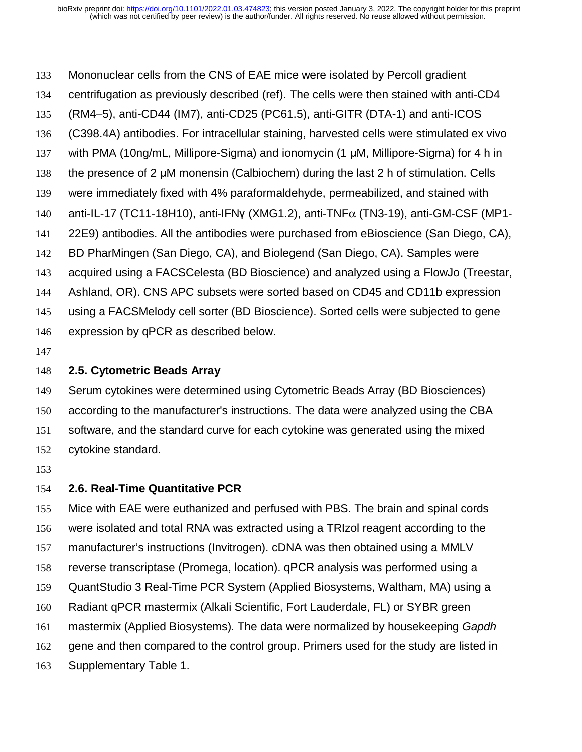Mononuclear cells from the CNS of EAE mice were isolated by Percoll gradient centrifugation as previously described (ref). The cells were then stained with anti-CD4 (RM4–5), anti-CD44 (IM7), anti-CD25 (PC61.5), anti-GITR (DTA-1) and anti-ICOS (C398.4A) antibodies. For intracellular staining, harvested cells were stimulated ex vivo with PMA (10ng/mL, Millipore-Sigma) and ionomycin (1 μM, Millipore-Sigma) for 4 h in the presence of 2 μM monensin (Calbiochem) during the last 2 h of stimulation. Cells were immediately fixed with 4% paraformaldehyde, permeabilized, and stained with anti-IL-17 (TC11-18H10), anti-IFNγ (XMG1.2), anti-TNFα (TN3-19), anti-GM-CSF (MP1-22E9) antibodies. All the antibodies were purchased from eBioscience (San Diego, CA), BD PharMingen (San Diego, CA), and Biolegend (San Diego, CA). Samples were acquired using a FACSCelesta (BD Bioscience) and analyzed using a FlowJo (Treestar, Ashland, OR). CNS APC subsets were sorted based on CD45 and CD11b expression using a FACSMelody cell sorter (BD Bioscience). Sorted cells were subjected to gene expression by qPCR as described below.

## 2.5. Cytometric Beads Array

Serum cytokines were determined using Cytometric Beads Array (BD Biosciences) according to the manufacturer's instructions. The data were analyzed using the CBA software, and the standard curve for each cytokine was generated using the mixed cytokine standard.

## 2.6. Real-Time Quantitative PCR

Mice with EAE were euthanized and perfused with PBS. The brain and spinal cords were isolated and total RNA was extracted using a TRIzol reagent according to the manufacturer's instructions (Invitrogen). cDNA was then obtained using a MMLV reverse transcriptase (Promega, location). qPCR analysis was performed using a QuantStudio 3 Real-Time PCR System (Applied Biosystems, Waltham, MA) using a Radiant qPCR mastermix (Alkali Scientific, Fort Lauderdale, FL) or SYBR green mastermix (Applied Biosystems). The data were normalized by housekeeping *Gapdh* gene and then compared to the control group. Primers used for the study are listed in Supplementary Table 1.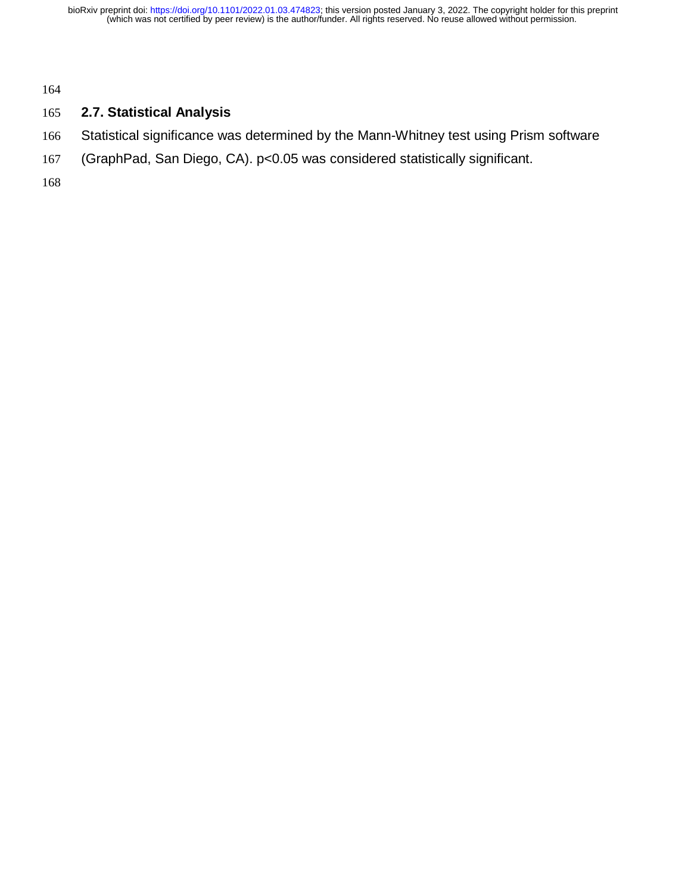## 2.7. Statistical Analysis

Statistical significance was determined by the Mann-Whitney test using Prism software (GraphPad, San Diego, CA). $p<0.05$ was considered statistically significant.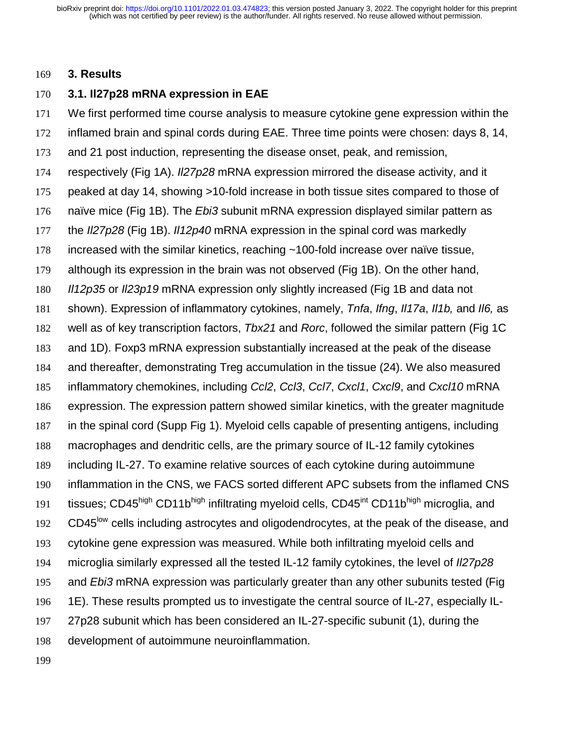## 3. Results

### 3.1. Il27p28 mRNA expression in EAE

We first performed time course analysis to measure cytokine gene expression within the inflamed brain and spinal cords during EAE. Three time points were chosen: days 8, 14, and 21 post induction, representing the disease onset, peak, and remission, respectively (Fig 1A). *Il27p28* mRNA expression mirrored the disease activity, and it peaked at day 14, showing >10-fold increase in both tissue sites compared to those of naïve mice (Fig 1B). The *Ebi3* subunit mRNA expression displayed similar pattern as the *Il27p28* (Fig 1B). *Il12p40* mRNA expression in the spinal cord was markedly increased with the similar kinetics, reaching ~100-fold increase over naïve tissue, although its expression in the brain was not observed (Fig 1B). On the other hand, *Il12p35* or *Il23p19* mRNA expression only slightly increased (Fig 1B and data not shown). Expression of inflammatory cytokines, namely, *Tnfa*, *Ifng*, *Il17a*, *Il1b,* and *Il6,* as well as of key transcription factors, *Tbx21* and *Rorc*, followed the similar pattern (Fig 1C and 1D). Foxp3 mRNA expression substantially increased at the peak of the disease and thereafter, demonstrating Treg accumulation in the tissue (24). We also measured inflammatory chemokines, including *Ccl2*, *Ccl3*, *Ccl7*, *Cxcl1*, *Cxcl9*, and *Cxcl10* mRNA expression. The expression pattern showed similar kinetics, with the greater magnitude in the spinal cord (Supp Fig 1). Myeloid cells capable of presenting antigens, including macrophages and dendritic cells, are the primary source of IL-12 family cytokines including IL-27. To examine relative sources of each cytokine during autoimmune inflammation in the CNS, we FACS sorted different APC subsets from the inflamed CNS tissues; CD45$^{high}$ CD11b$^{high}$ infiltrating myeloid cells, CD45$^{int}$ CD11b$^{high}$ microglia, and CD45$^{low}$ cells including astrocytes and oligodendrocytes, at the peak of the disease, and cytokine gene expression was measured. While both infiltrating myeloid cells and microglia similarly expressed all the tested IL-12 family cytokines, the level of *Il27p28* and *Ebi3* mRNA expression was particularly greater than any other subunits tested (Fig 1E). These results prompted us to investigate the central source of IL-27, especially IL-27p28 subunit which has been considered an IL-27-specific subunit (1), during the development of autoimmune neuroinflammation.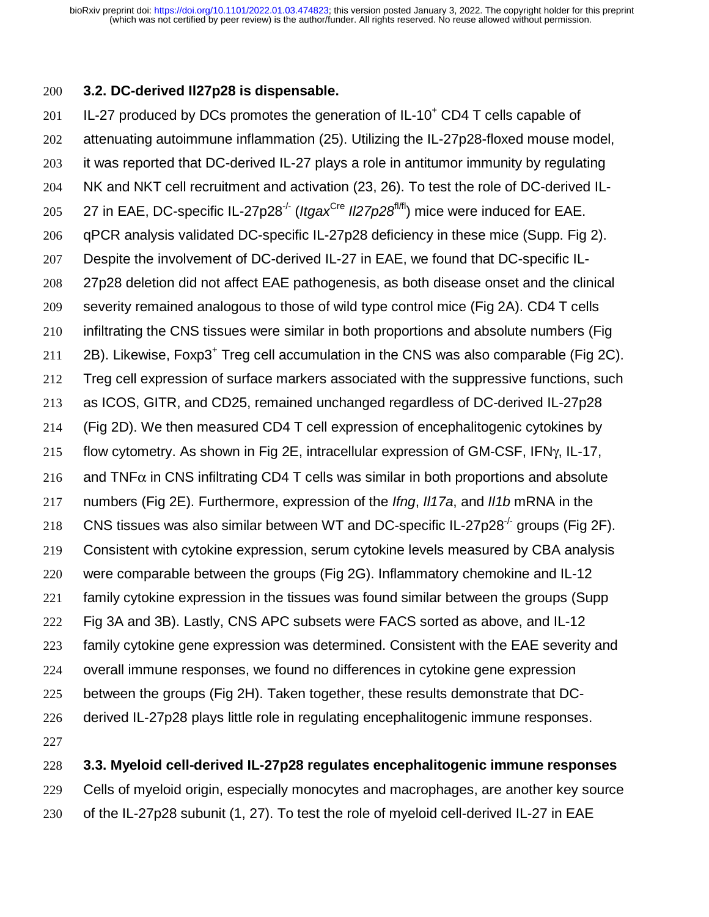### 3.2. DC-derived Il27p28 is dispensable.

IL-27 produced by DCs promotes the generation of IL-10$^{+}$ CD4 T cells capable of attenuating autoimmune inflammation (25). Utilizing the IL-27p28-floxed mouse model, it was reported that DC-derived IL-27 plays a role in antitumor immunity by regulating NK and NKT cell recruitment and activation (23, 26). To test the role of DC-derived IL-27 in EAE, DC-specific IL-27p28$^{-/-}$ (*Itgax*$^{Cre}$ *Il27p28*$^{fl/fl}$) mice were induced for EAE. qPCR analysis validated DC-specific IL-27p28 deficiency in these mice (Supp. Fig 2). Despite the involvement of DC-derived IL-27 in EAE, we found that DC-specific IL-27p28 deletion did not affect EAE pathogenesis, as both disease onset and the clinical severity remained analogous to those of wild type control mice (Fig 2A). CD4 T cells infiltrating the CNS tissues were similar in both proportions and absolute numbers (Fig 2B). Likewise, Foxp3$^{+}$ Treg cell accumulation in the CNS was also comparable (Fig 2C). Treg cell expression of surface markers associated with the suppressive functions, such as ICOS, GITR, and CD25, remained unchanged regardless of DC-derived IL-27p28 (Fig 2D). We then measured CD4 T cell expression of encephalitogenic cytokines by flow cytometry. As shown in Fig 2E, intracellular expression of GM-CSF, IFN$\gamma$, IL-17, and TNF$\alpha$ in CNS infiltrating CD4 T cells was similar in both proportions and absolute numbers (Fig 2E). Furthermore, expression of the *Ifng*, *Il17a*, and *Il1b* mRNA in the CNS tissues was also similar between WT and DC-specific IL-27p28$^{-/-}$ groups (Fig 2F). Consistent with cytokine expression, serum cytokine levels measured by CBA analysis were comparable between the groups (Fig 2G). Inflammatory chemokine and IL-12 family cytokine expression in the tissues was found similar between the groups (Supp Fig 3A and 3B). Lastly, CNS APC subsets were FACS sorted as above, and IL-12 family cytokine gene expression was determined. Consistent with the EAE severity and overall immune responses, we found no differences in cytokine gene expression between the groups (Fig 2H). Taken together, these results demonstrate that DC-derived IL-27p28 plays little role in regulating encephalitogenic immune responses.

### 3.3. Myeloid cell-derived IL-27p28 regulates encephalitogenic immune responses

Cells of myeloid origin, especially monocytes and macrophages, are another key source of the IL-27p28 subunit (1, 27). To test the role of myeloid cell-derived IL-27 in EAE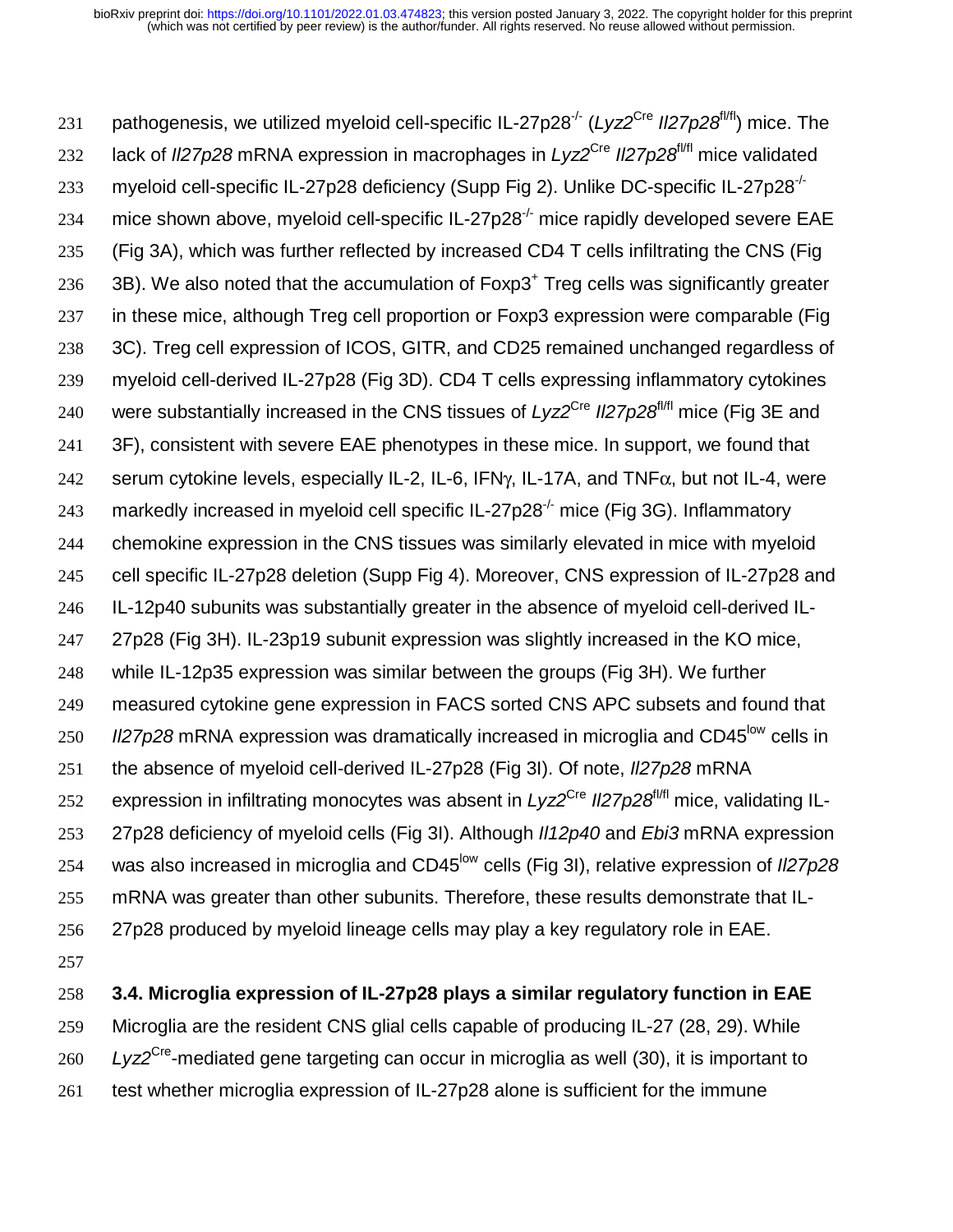pathogenesis, we utilized myeloid cell-specific IL-27p28$^{-/-}$ (*Lyz2*$^{Cre}$ *Il27p28*$^{fl/fl}$) mice. The lack of *Il27p28* mRNA expression in macrophages in *Lyz2*$^{Cre}$ *Il27p28*$^{fl/fl}$ mice validated myeloid cell-specific IL-27p28 deficiency (Supp Fig 2). Unlike DC-specific IL-27p28$^{-/-}$ mice shown above, myeloid cell-specific IL-27p28$^{-/-}$ mice rapidly developed severe EAE (Fig 3A), which was further reflected by increased CD4 T cells infiltrating the CNS (Fig 3B). We also noted that the accumulation of Foxp3$^{+}$ Treg cells was significantly greater in these mice, although Treg cell proportion or Foxp3 expression were comparable (Fig 3C). Treg cell expression of ICOS, GITR, and CD25 remained unchanged regardless of myeloid cell-derived IL-27p28 (Fig 3D). CD4 T cells expressing inflammatory cytokines were substantially increased in the CNS tissues of *Lyz2*$^{Cre}$ *Il27p28*$^{fl/fl}$ mice (Fig 3E and 3F), consistent with severe EAE phenotypes in these mice. In support, we found that serum cytokine levels, especially IL-2, IL-6, IFN$\gamma$, IL-17A, and TNF$\alpha$, but not IL-4, were markedly increased in myeloid cell specific IL-27p28$^{-/-}$ mice (Fig 3G). Inflammatory chemokine expression in the CNS tissues was similarly elevated in mice with myeloid cell specific IL-27p28 deletion (Supp Fig 4). Moreover, CNS expression of IL-27p28 and IL-12p40 subunits was substantially greater in the absence of myeloid cell-derived IL-27p28 (Fig 3H). IL-23p19 subunit expression was slightly increased in the KO mice, while IL-12p35 expression was similar between the groups (Fig 3H). We further measured cytokine gene expression in FACS sorted CNS APC subsets and found that *Il27p28* mRNA expression was dramatically increased in microglia and CD45$^{low}$ cells in the absence of myeloid cell-derived IL-27p28 (Fig 3I). Of note, *Il27p28* mRNA expression in infiltrating monocytes was absent in *Lyz2*$^{Cre}$ *Il27p28*$^{fl/fl}$ mice, validating IL-27p28 deficiency of myeloid cells (Fig 3I). Although *Il12p40* and *Ebi3* mRNA expression was also increased in microglia and CD45$^{low}$ cells (Fig 3I), relative expression of *Il27p28* mRNA was greater than other subunits. Therefore, these results demonstrate that IL-27p28 produced by myeloid lineage cells may play a key regulatory role in EAE.

### 3.4. Microglia expression of IL-27p28 plays a similar regulatory function in EAE

Microglia are the resident CNS glial cells capable of producing IL-27 (28, 29). While *Lyz2*$^{Cre}$-mediated gene targeting can occur in microglia as well (30), it is important to test whether microglia expression of IL-27p28 alone is sufficient for the immune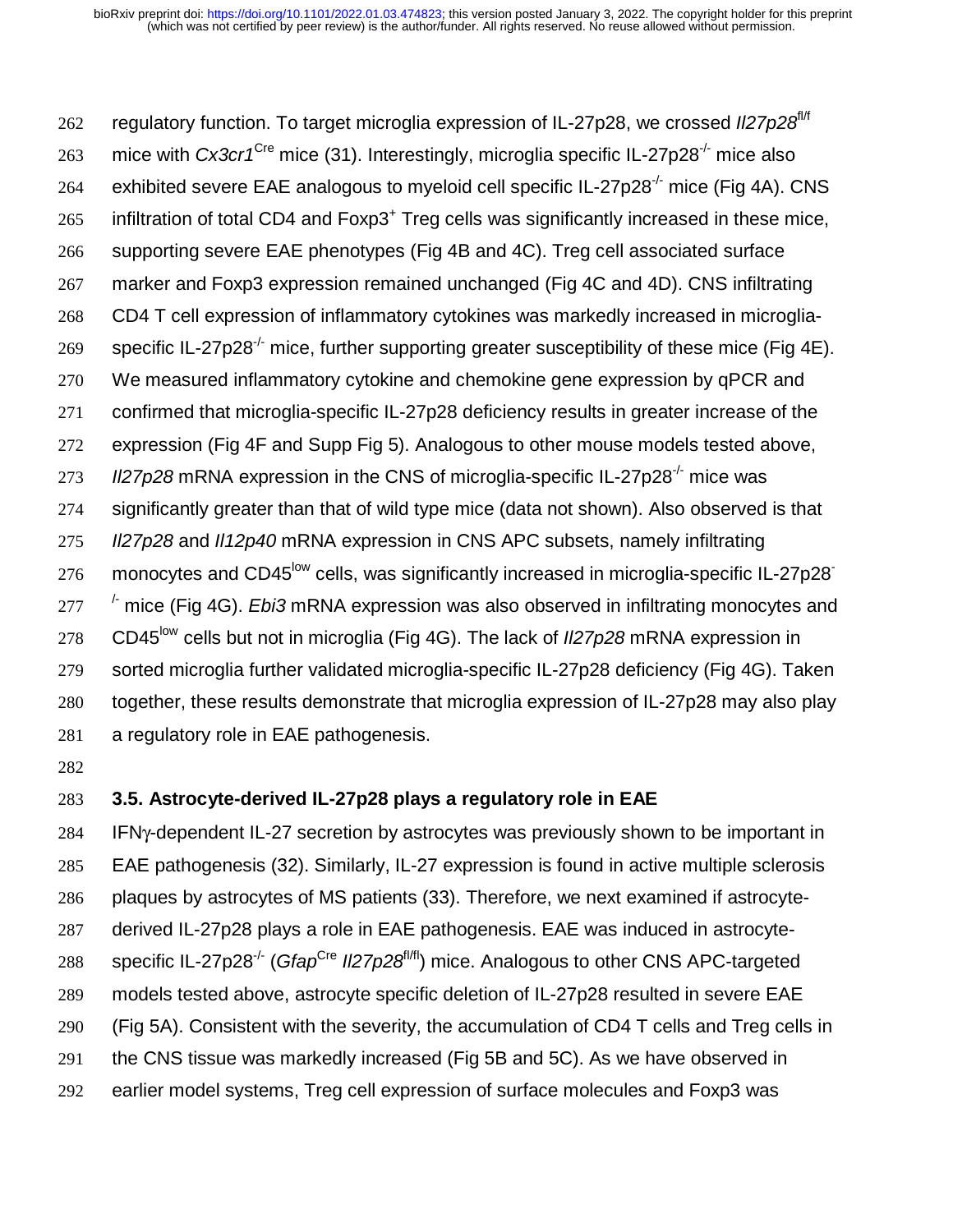regulatory function. To target microglia expression of IL-27p28, we crossed *Il27p28*$^{fl/f}$ mice with *Cx3cr1*$^{Cre}$ mice (31). Interestingly, microglia specific IL-27p28$^{-/-}$ mice also exhibited severe EAE analogous to myeloid cell specific IL-27p28$^{-/-}$ mice (Fig 4A). CNS infiltration of total CD4 and Foxp3$^{+}$ Treg cells was significantly increased in these mice, supporting severe EAE phenotypes (Fig 4B and 4C). Treg cell associated surface marker and Foxp3 expression remained unchanged (Fig 4C and 4D). CNS infiltrating CD4 T cell expression of inflammatory cytokines was markedly increased in microglia-specific IL-27p28$^{-/-}$ mice, further supporting greater susceptibility of these mice (Fig 4E). We measured inflammatory cytokine and chemokine gene expression by qPCR and confirmed that microglia-specific IL-27p28 deficiency results in greater increase of the expression (Fig 4F and Supp Fig 5). Analogous to other mouse models tested above, *Il27p28* mRNA expression in the CNS of microglia-specific IL-27p28$^{-/-}$ mice was significantly greater than that of wild type mice (data not shown). Also observed is that *Il27p28* and *Il12p40* mRNA expression in CNS APC subsets, namely infiltrating monocytes and CD45$^{low}$ cells, was significantly increased in microglia-specific IL-27p28$^{-/-}$ mice (Fig 4G). *Ebi3* mRNA expression was also observed in infiltrating monocytes and CD45$^{low}$ cells but not in microglia (Fig 4G). The lack of *Il27p28* mRNA expression in sorted microglia further validated microglia-specific IL-27p28 deficiency (Fig 4G). Taken together, these results demonstrate that microglia expression of IL-27p28 may also play a regulatory role in EAE pathogenesis.

### 3.5. Astrocyte-derived IL-27p28 plays a regulatory role in EAE

IFNγ-dependent IL-27 secretion by astrocytes was previously shown to be important in EAE pathogenesis (32). Similarly, IL-27 expression is found in active multiple sclerosis plaques by astrocytes of MS patients (33). Therefore, we next examined if astrocyte-derived IL-27p28 plays a role in EAE pathogenesis. EAE was induced in astrocyte-specific IL-27p28$^{-/-}$ (*Gfap*$^{Cre}$ *Il27p28*$^{fl/fl}$) mice. Analogous to other CNS APC-targeted models tested above, astrocyte specific deletion of IL-27p28 resulted in severe EAE (Fig 5A). Consistent with the severity, the accumulation of CD4 T cells and Treg cells in the CNS tissue was markedly increased (Fig 5B and 5C). As we have observed in earlier model systems, Treg cell expression of surface molecules and Foxp3 was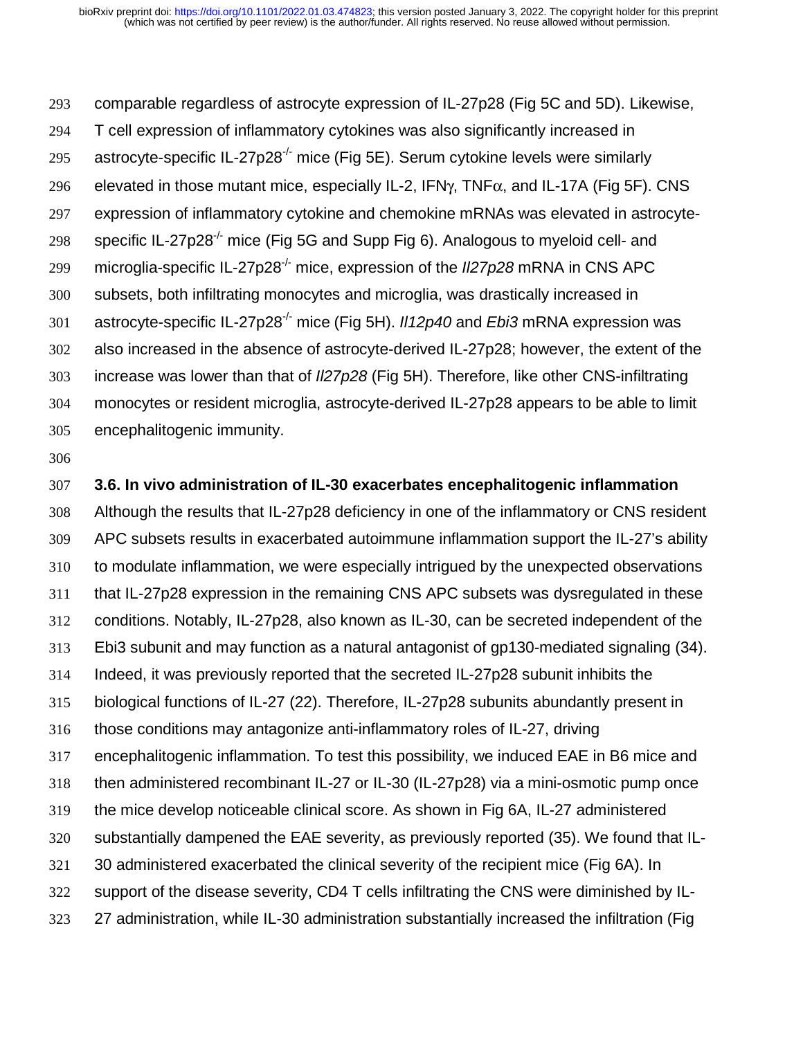comparable regardless of astrocyte expression of IL-27p28 (Fig 5C and 5D). Likewise, T cell expression of inflammatory cytokines was also significantly increased in astrocyte-specific IL-27p28$^{-/-}$ mice (Fig 5E). Serum cytokine levels were similarly elevated in those mutant mice, especially IL-2, IFNγ, TNFα, and IL-17A (Fig 5F). CNS expression of inflammatory cytokine and chemokine mRNAs was elevated in astrocyte-specific IL-27p28$^{-/-}$ mice (Fig 5G and Supp Fig 6). Analogous to myeloid cell- and microglia-specific IL-27p28$^{-/-}$ mice, expression of the *Il27p28* mRNA in CNS APC subsets, both infiltrating monocytes and microglia, was drastically increased in astrocyte-specific IL-27p28$^{-/-}$ mice (Fig 5H). *Il12p40* and *Ebi3* mRNA expression was also increased in the absence of astrocyte-derived IL-27p28; however, the extent of the increase was lower than that of *Il27p28* (Fig 5H). Therefore, like other CNS-infiltrating monocytes or resident microglia, astrocyte-derived IL-27p28 appears to be able to limit encephalitogenic immunity.

### 3.6. In vivo administration of IL-30 exacerbates encephalitogenic inflammation

Although the results that IL-27p28 deficiency in one of the inflammatory or CNS resident APC subsets results in exacerbated autoimmune inflammation support the IL-27's ability to modulate inflammation, we were especially intrigued by the unexpected observations that IL-27p28 expression in the remaining CNS APC subsets was dysregulated in these conditions. Notably, IL-27p28, also known as IL-30, can be secreted independent of the Ebi3 subunit and may function as a natural antagonist of gp130-mediated signaling (34). Indeed, it was previously reported that the secreted IL-27p28 subunit inhibits the biological functions of IL-27 (22). Therefore, IL-27p28 subunits abundantly present in those conditions may antagonize anti-inflammatory roles of IL-27, driving encephalitogenic inflammation. To test this possibility, we induced EAE in B6 mice and then administered recombinant IL-27 or IL-30 (IL-27p28) via a mini-osmotic pump once the mice develop noticeable clinical score. As shown in Fig 6A, IL-27 administered substantially dampened the EAE severity, as previously reported (35). We found that IL-30 administered exacerbated the clinical severity of the recipient mice (Fig 6A). In support of the disease severity, CD4 T cells infiltrating the CNS were diminished by IL-27 administration, while IL-30 administration substantially increased the infiltration (Fig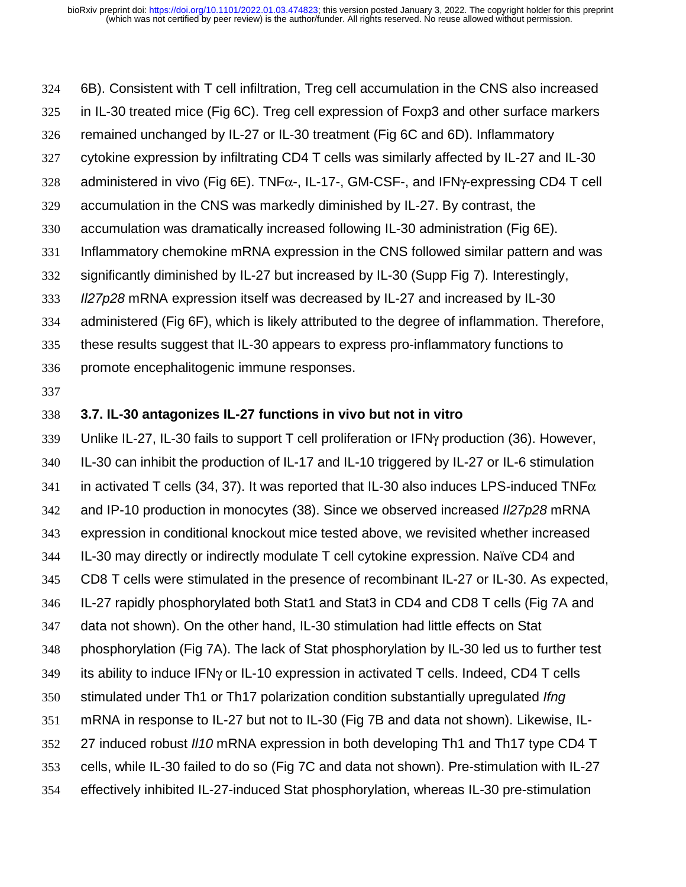6B). Consistent with T cell infiltration, Treg cell accumulation in the CNS also increased in IL-30 treated mice (Fig 6C). Treg cell expression of Foxp3 and other surface markers remained unchanged by IL-27 or IL-30 treatment (Fig 6C and 6D). Inflammatory cytokine expression by infiltrating CD4 T cells was similarly affected by IL-27 and IL-30 administered in vivo (Fig 6E). TNFα-, IL-17-, GM-CSF-, and IFNγ-expressing CD4 T cell accumulation in the CNS was markedly diminished by IL-27. By contrast, the accumulation was dramatically increased following IL-30 administration (Fig 6E). Inflammatory chemokine mRNA expression in the CNS followed similar pattern and was significantly diminished by IL-27 but increased by IL-30 (Supp Fig 7). Interestingly, *Il27p28* mRNA expression itself was decreased by IL-27 and increased by IL-30 administered (Fig 6F), which is likely attributed to the degree of inflammation. Therefore, these results suggest that IL-30 appears to express pro-inflammatory functions to promote encephalitogenic immune responses.

### 3.7. IL-30 antagonizes IL-27 functions in vivo but not in vitro

Unlike IL-27, IL-30 fails to support T cell proliferation or IFNγ production (36). However, IL-30 can inhibit the production of IL-17 and IL-10 triggered by IL-27 or IL-6 stimulation in activated T cells (34, 37). It was reported that IL-30 also induces LPS-induced TNFα and IP-10 production in monocytes (38). Since we observed increased *Il27p28* mRNA expression in conditional knockout mice tested above, we revisited whether increased IL-30 may directly or indirectly modulate T cell cytokine expression. Naïve CD4 and CD8 T cells were stimulated in the presence of recombinant IL-27 or IL-30. As expected, IL-27 rapidly phosphorylated both Stat1 and Stat3 in CD4 and CD8 T cells (Fig 7A and data not shown). On the other hand, IL-30 stimulation had little effects on Stat phosphorylation (Fig 7A). The lack of Stat phosphorylation by IL-30 led us to further test its ability to induce IFNγ or IL-10 expression in activated T cells. Indeed, CD4 T cells stimulated under Th1 or Th17 polarization condition substantially upregulated *Ifng* mRNA in response to IL-27 but not to IL-30 (Fig 7B and data not shown). Likewise, IL-27 induced robust *Il10* mRNA expression in both developing Th1 and Th17 type CD4 T cells, while IL-30 failed to do so (Fig 7C and data not shown). Pre-stimulation with IL-27 effectively inhibited IL-27-induced Stat phosphorylation, whereas IL-30 pre-stimulation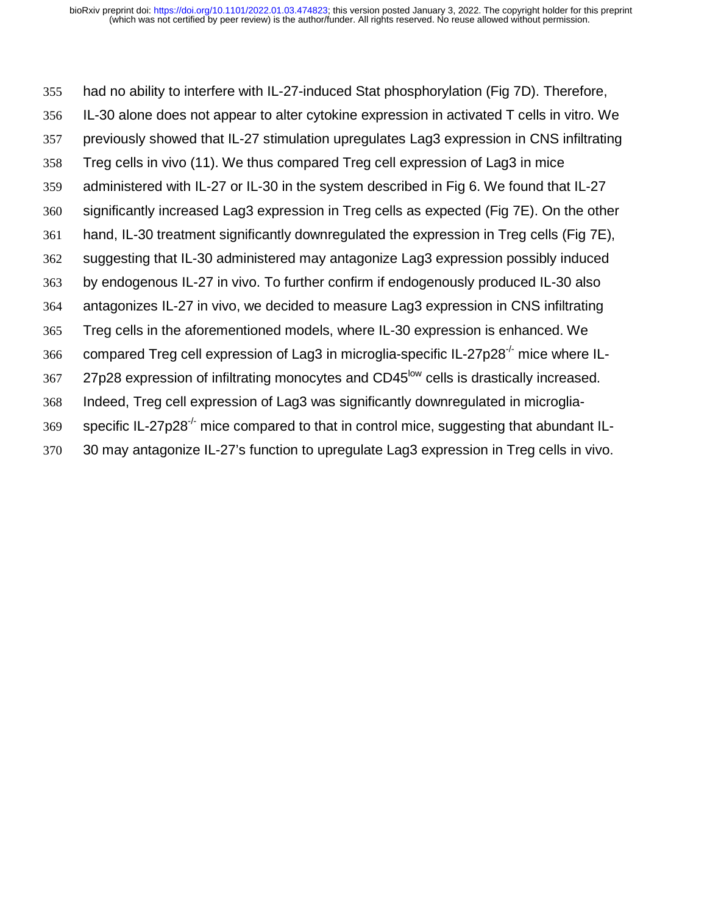had no ability to interfere with IL-27-induced Stat phosphorylation (Fig 7D). Therefore, IL-30 alone does not appear to alter cytokine expression in activated T cells in vitro. We previously showed that IL-27 stimulation upregulates Lag3 expression in CNS infiltrating Treg cells in vivo (11). We thus compared Treg cell expression of Lag3 in mice administered with IL-27 or IL-30 in the system described in Fig 6. We found that IL-27 significantly increased Lag3 expression in Treg cells as expected (Fig 7E). On the other hand, IL-30 treatment significantly downregulated the expression in Treg cells (Fig 7E), suggesting that IL-30 administered may antagonize Lag3 expression possibly induced by endogenous IL-27 in vivo. To further confirm if endogenously produced IL-30 also antagonizes IL-27 in vivo, we decided to measure Lag3 expression in CNS infiltrating Treg cells in the aforementioned models, where IL-30 expression is enhanced. We compared Treg cell expression of Lag3 in microglia-specific IL-27p28$^{-/-}$ mice where IL-27p28 expression of infiltrating monocytes and CD45$^{low}$ cells is drastically increased. Indeed, Treg cell expression of Lag3 was significantly downregulated in microglia-specific IL-27p28$^{-/-}$ mice compared to that in control mice, suggesting that abundant IL-30 may antagonize IL-27's function to upregulate Lag3 expression in Treg cells in vivo.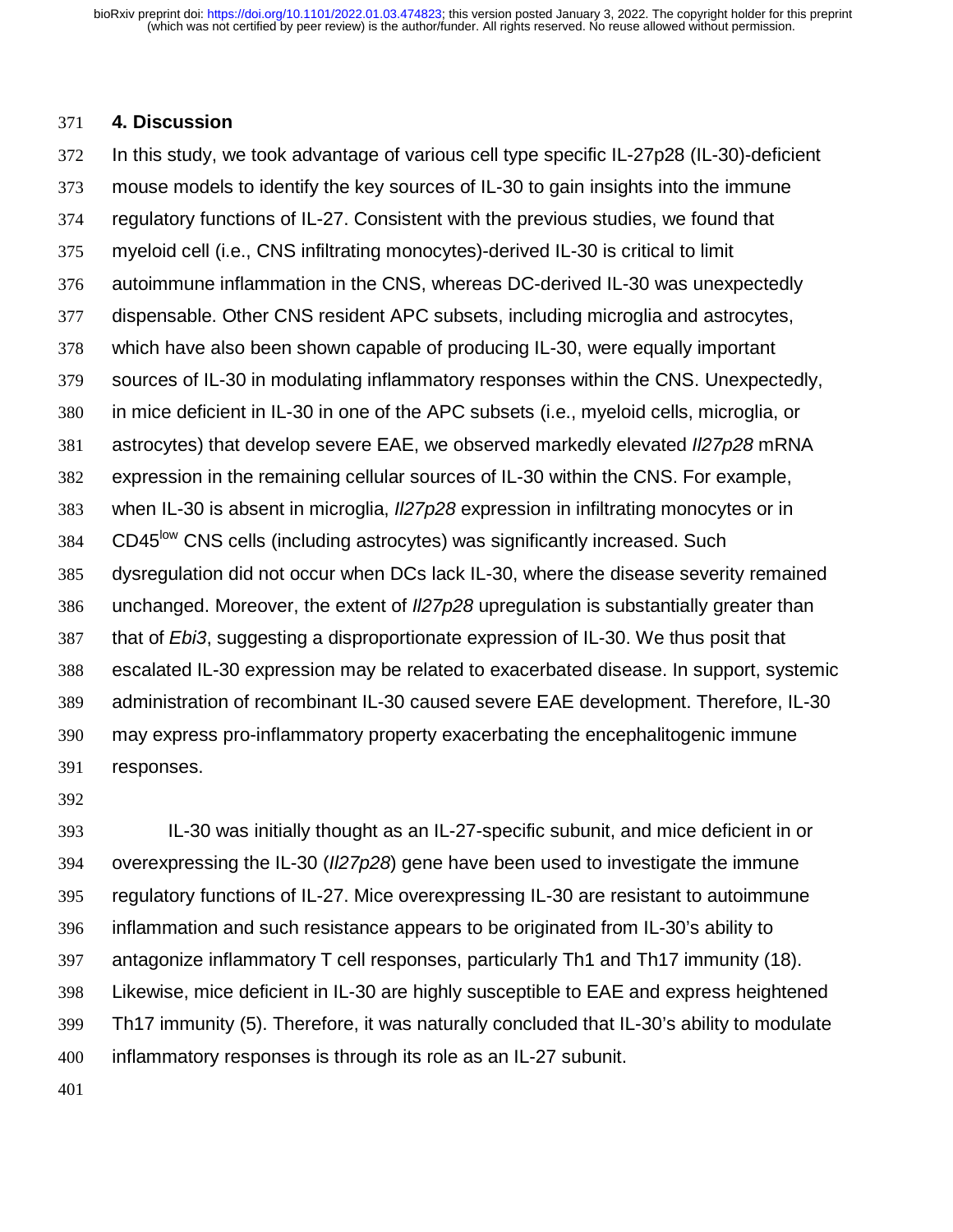## 4. Discussion

In this study, we took advantage of various cell type specific IL-27p28 (IL-30)-deficient mouse models to identify the key sources of IL-30 to gain insights into the immune regulatory functions of IL-27. Consistent with the previous studies, we found that myeloid cell (i.e., CNS infiltrating monocytes)-derived IL-30 is critical to limit autoimmune inflammation in the CNS, whereas DC-derived IL-30 was unexpectedly dispensable. Other CNS resident APC subsets, including microglia and astrocytes, which have also been shown capable of producing IL-30, were equally important sources of IL-30 in modulating inflammatory responses within the CNS. Unexpectedly, in mice deficient in IL-30 in one of the APC subsets (i.e., myeloid cells, microglia, or astrocytes) that develop severe EAE, we observed markedly elevated *Il27p28* mRNA expression in the remaining cellular sources of IL-30 within the CNS. For example, when IL-30 is absent in microglia, *Il27p28* expression in infiltrating monocytes or in $CD45^{low}$ CNS cells (including astrocytes) was significantly increased. Such dysregulation did not occur when DCs lack IL-30, where the disease severity remained unchanged. Moreover, the extent of *Il27p28* upregulation is substantially greater than that of *Ebi3*, suggesting a disproportionate expression of IL-30. We thus posit that escalated IL-30 expression may be related to exacerbated disease. In support, systemic administration of recombinant IL-30 caused severe EAE development. Therefore, IL-30 may express pro-inflammatory property exacerbating the encephalitogenic immune responses.

IL-30 was initially thought as an IL-27-specific subunit, and mice deficient in or overexpressing the IL-30 (*Il27p28*) gene have been used to investigate the immune regulatory functions of IL-27. Mice overexpressing IL-30 are resistant to autoimmune inflammation and such resistance appears to be originated from IL-30's ability to antagonize inflammatory T cell responses, particularly Th1 and Th17 immunity (18). Likewise, mice deficient in IL-30 are highly susceptible to EAE and express heightened Th17 immunity (5). Therefore, it was naturally concluded that IL-30's ability to modulate inflammatory responses is through its role as an IL-27 subunit.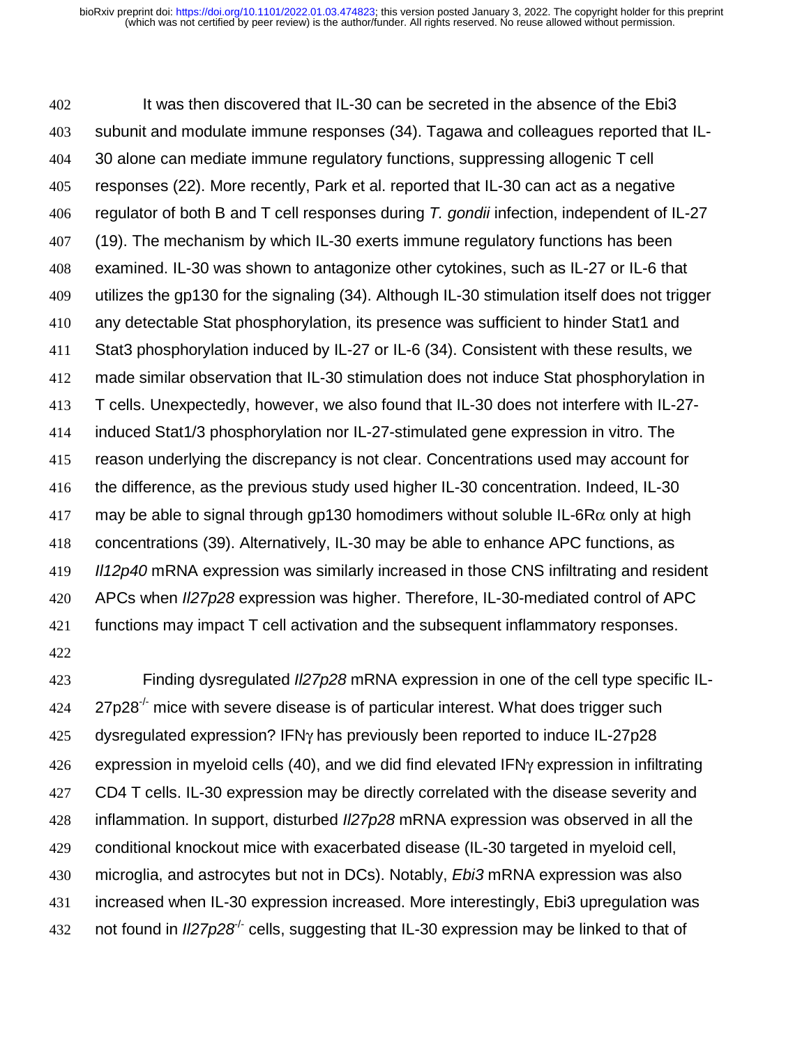It was then discovered that IL-30 can be secreted in the absence of the Ebi3 subunit and modulate immune responses (34). Tagawa and colleagues reported that IL-30 alone can mediate immune regulatory functions, suppressing allogenic T cell responses (22). More recently, Park et al. reported that IL-30 can act as a negative regulator of both B and T cell responses during *T. gondii* infection, independent of IL-27 (19). The mechanism by which IL-30 exerts immune regulatory functions has been examined. IL-30 was shown to antagonize other cytokines, such as IL-27 or IL-6 that utilizes the gp130 for the signaling (34). Although IL-30 stimulation itself does not trigger any detectable Stat phosphorylation, its presence was sufficient to hinder Stat1 and Stat3 phosphorylation induced by IL-27 or IL-6 (34). Consistent with these results, we made similar observation that IL-30 stimulation does not induce Stat phosphorylation in T cells. Unexpectedly, however, we also found that IL-30 does not interfere with IL-27-induced Stat1/3 phosphorylation nor IL-27-stimulated gene expression in vitro. The reason underlying the discrepancy is not clear. Concentrations used may account for the difference, as the previous study used higher IL-30 concentration. Indeed, IL-30 may be able to signal through gp130 homodimers without soluble IL-6R$\alpha$ only at high concentrations (39). Alternatively, IL-30 may be able to enhance APC functions, as *Il12p40* mRNA expression was similarly increased in those CNS infiltrating and resident APCs when *Il27p28* expression was higher. Therefore, IL-30-mediated control of APC functions may impact T cell activation and the subsequent inflammatory responses.

Finding dysregulated *Il27p28* mRNA expression in one of the cell type specific IL-27p28$^{-/-}$ mice with severe disease is of particular interest. What does trigger such dysregulated expression? IFN$\gamma$ has previously been reported to induce IL-27p28 expression in myeloid cells (40), and we did find elevated IFN$\gamma$ expression in infiltrating CD4 T cells. IL-30 expression may be directly correlated with the disease severity and inflammation. In support, disturbed *Il27p28* mRNA expression was observed in all the conditional knockout mice with exacerbated disease (IL-30 targeted in myeloid cell, microglia, and astrocytes but not in DCs). Notably, *Ebi3* mRNA expression was also increased when IL-30 expression increased. More interestingly, Ebi3 upregulation was not found in *Il27p28*$^{-/-}$ cells, suggesting that IL-30 expression may be linked to that of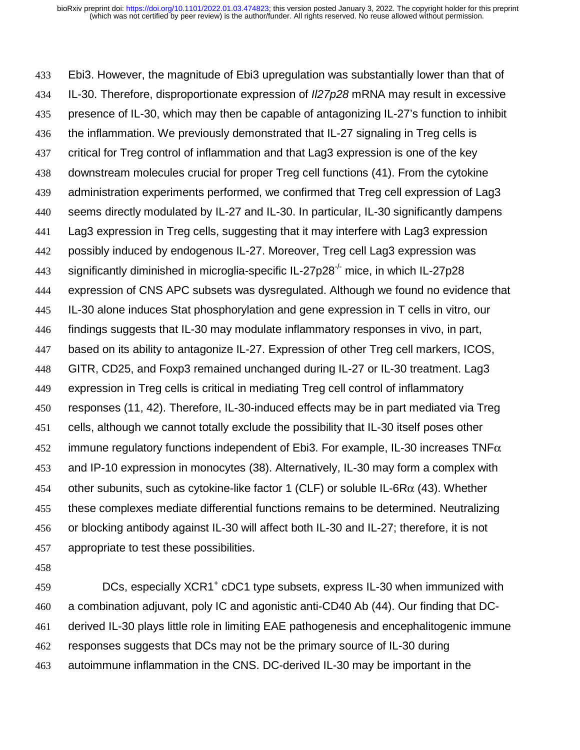Ebi3. However, the magnitude of Ebi3 upregulation was substantially lower than that of IL-30. Therefore, disproportionate expression of *Il27p28* mRNA may result in excessive presence of IL-30, which may then be capable of antagonizing IL-27's function to inhibit the inflammation. We previously demonstrated that IL-27 signaling in Treg cells is critical for Treg control of inflammation and that Lag3 expression is one of the key downstream molecules crucial for proper Treg cell functions (41). From the cytokine administration experiments performed, we confirmed that Treg cell expression of Lag3 seems directly modulated by IL-27 and IL-30. In particular, IL-30 significantly dampens Lag3 expression in Treg cells, suggesting that it may interfere with Lag3 expression possibly induced by endogenous IL-27. Moreover, Treg cell Lag3 expression was significantly diminished in microglia-specific IL-27p28$^{-/-}$ mice, in which IL-27p28 expression of CNS APC subsets was dysregulated. Although we found no evidence that IL-30 alone induces Stat phosphorylation and gene expression in T cells in vitro, our findings suggests that IL-30 may modulate inflammatory responses in vivo, in part, based on its ability to antagonize IL-27. Expression of other Treg cell markers, ICOS, GITR, CD25, and Foxp3 remained unchanged during IL-27 or IL-30 treatment. Lag3 expression in Treg cells is critical in mediating Treg cell control of inflammatory responses (11, 42). Therefore, IL-30-induced effects may be in part mediated via Treg cells, although we cannot totally exclude the possibility that IL-30 itself poses other immune regulatory functions independent of Ebi3. For example, IL-30 increases TNF$\alpha$ and IP-10 expression in monocytes (38). Alternatively, IL-30 may form a complex with other subunits, such as cytokine-like factor 1 (CLF) or soluble IL-6R$\alpha$ (43). Whether these complexes mediate differential functions remains to be determined. Neutralizing or blocking antibody against IL-30 will affect both IL-30 and IL-27; therefore, it is not appropriate to test these possibilities.

DCs, especially XCR1$^{+}$ cDC1 type subsets, express IL-30 when immunized with a combination adjuvant, poly IC and agonistic anti-CD40 Ab (44). Our finding that DC-derived IL-30 plays little role in limiting EAE pathogenesis and encephalitogenic immune responses suggests that DCs may not be the primary source of IL-30 during autoimmune inflammation in the CNS. DC-derived IL-30 may be important in the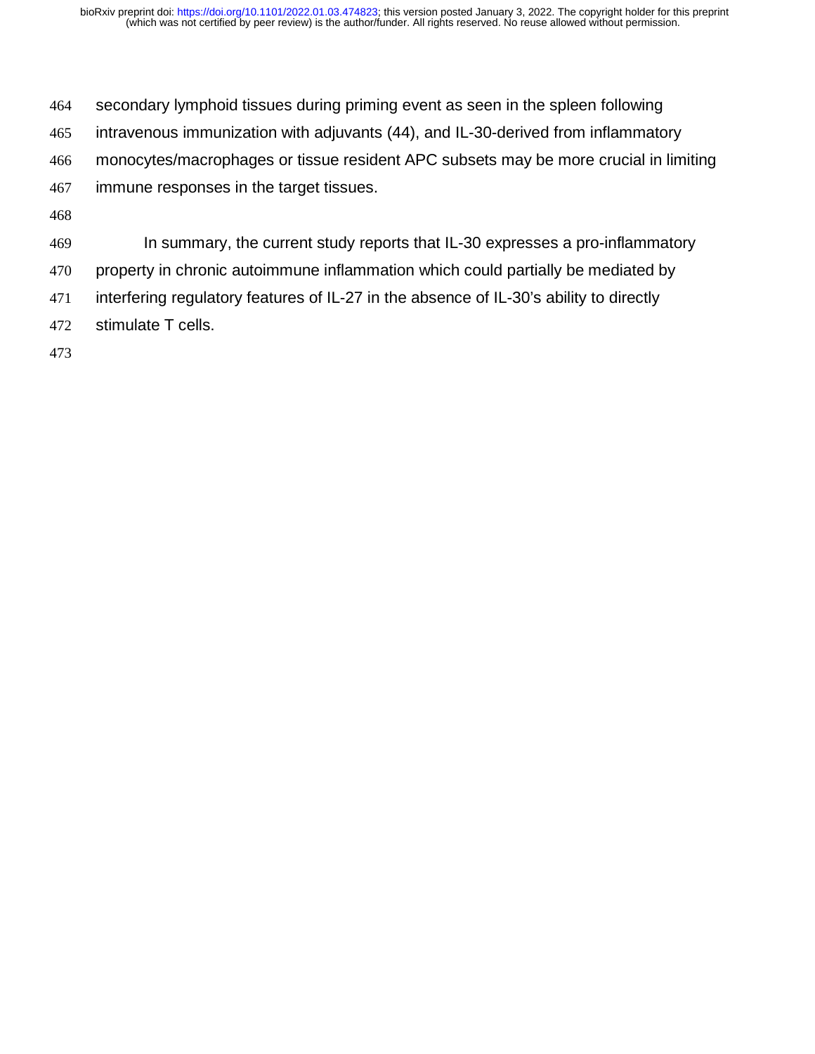secondary lymphoid tissues during priming event as seen in the spleen following intravenous immunization with adjuvants (44), and IL-30-derived from inflammatory monocytes/macrophages or tissue resident APC subsets may be more crucial in limiting immune responses in the target tissues.

In summary, the current study reports that IL-30 expresses a pro-inflammatory property in chronic autoimmune inflammation which could partially be mediated by interfering regulatory features of IL-27 in the absence of IL-30's ability to directly stimulate T cells.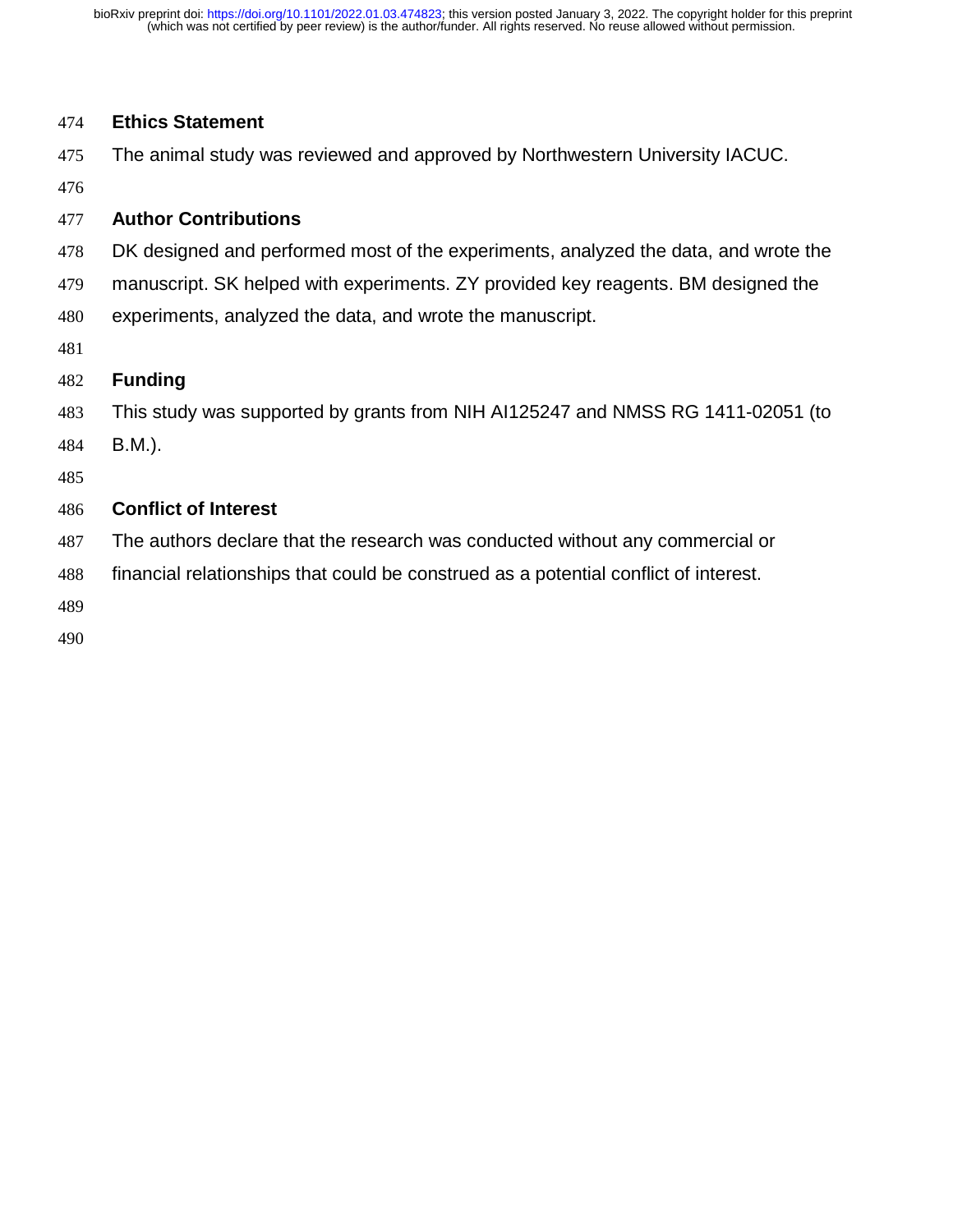## Ethics Statement

The animal study was reviewed and approved by Northwestern University IACUC.

## Author Contributions

DK designed and performed most of the experiments, analyzed the data, and wrote the manuscript. SK helped with experiments. ZY provided key reagents. BM designed the experiments, analyzed the data, and wrote the manuscript.

## Funding

This study was supported by grants from NIH AI125247 and NMSS RG 1411-02051 (to B.M.).

## Conflict of Interest

The authors declare that the research was conducted without any commercial or financial relationships that could be construed as a potential conflict of interest.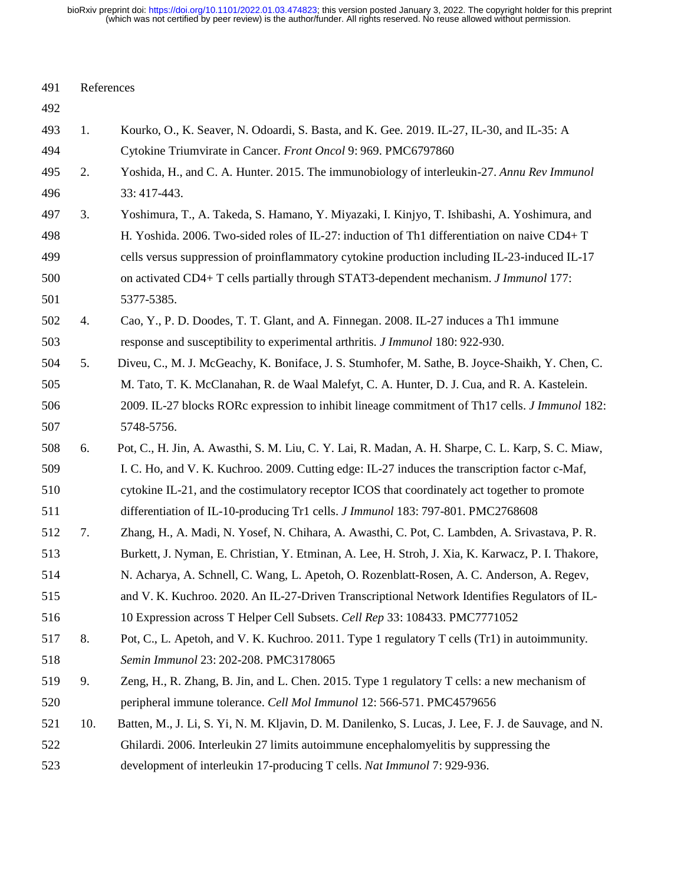## References

1. Kourko, O., K. Seaver, N. Odoardi, S. Basta, and K. Gee. 2019. IL-27, IL-30, and IL-35: A Cytokine Triumvirate in Cancer. *Front Oncol* 9: 969. PMC6797860
2. Yoshida, H., and C. A. Hunter. 2015. The immunobiology of interleukin-27. *Annu Rev Immunol* 33: 417-443.
3. Yoshimura, T., A. Takeda, S. Hamano, Y. Miyazaki, I. Kinjyo, T. Ishibashi, A. Yoshimura, and H. Yoshida. 2006. Two-sided roles of IL-27: induction of Th1 differentiation on naive CD4+ T cells versus suppression of proinflammatory cytokine production including IL-23-induced IL-17 on activated CD4+ T cells partially through STAT3-dependent mechanism. *J Immunol* 177: 5377-5385.
4. Cao, Y., P. D. Doodes, T. T. Glant, and A. Finnegan. 2008. IL-27 induces a Th1 immune response and susceptibility to experimental arthritis. *J Immunol* 180: 922-930.
5. Diveu, C., M. J. McGeachy, K. Boniface, J. S. Stumhofer, M. Sathe, B. Joyce-Shaikh, Y. Chen, C. M. Tato, T. K. McClanahan, R. de Waal Malefyt, C. A. Hunter, D. J. Cua, and R. A. Kastelein. 2009. IL-27 blocks RORc expression to inhibit lineage commitment of Th17 cells. *J Immunol* 182: 5748-5756.
6. Pot, C., H. Jin, A. Awasthi, S. M. Liu, C. Y. Lai, R. Madan, A. H. Sharpe, C. L. Karp, S. C. Miaw, I. C. Ho, and V. K. Kuchroo. 2009. Cutting edge: IL-27 induces the transcription factor c-Maf, cytokine IL-21, and the costimulatory receptor ICOS that coordinately act together to promote differentiation of IL-10-producing Tr1 cells. *J Immunol* 183: 797-801. PMC2768608
7. Zhang, H., A. Madi, N. Yosef, N. Chihara, A. Awasthi, C. Pot, C. Lambden, A. Srivastava, P. R. Burkett, J. Nyman, E. Christian, Y. Etminan, A. Lee, H. Stroh, J. Xia, K. Karwacz, P. I. Thakore, N. Acharya, A. Schnell, C. Wang, L. Apetoh, O. Rozenblatt-Rosen, A. C. Anderson, A. Regev, and V. K. Kuchroo. 2020. An IL-27-Driven Transcriptional Network Identifies Regulators of IL-10 Expression across T Helper Cell Subsets. *Cell Rep* 33: 108433. PMC7771052
8. Pot, C., L. Apetoh, and V. K. Kuchroo. 2011. Type 1 regulatory T cells (Tr1) in autoimmunity. *Semin Immunol* 23: 202-208. PMC3178065
9. Zeng, H., R. Zhang, B. Jin, and L. Chen. 2015. Type 1 regulatory T cells: a new mechanism of peripheral immune tolerance. *Cell Mol Immunol* 12: 566-571. PMC4579656
10. Batten, M., J. Li, S. Yi, N. M. Kljavin, D. M. Danilenko, S. Lucas, J. Lee, F. J. de Sauvage, and N. Ghilardi. 2006. Interleukin 27 limits autoimmune encephalomyelitis by suppressing the development of interleukin 17-producing T cells. *Nat Immunol* 7: 929-936.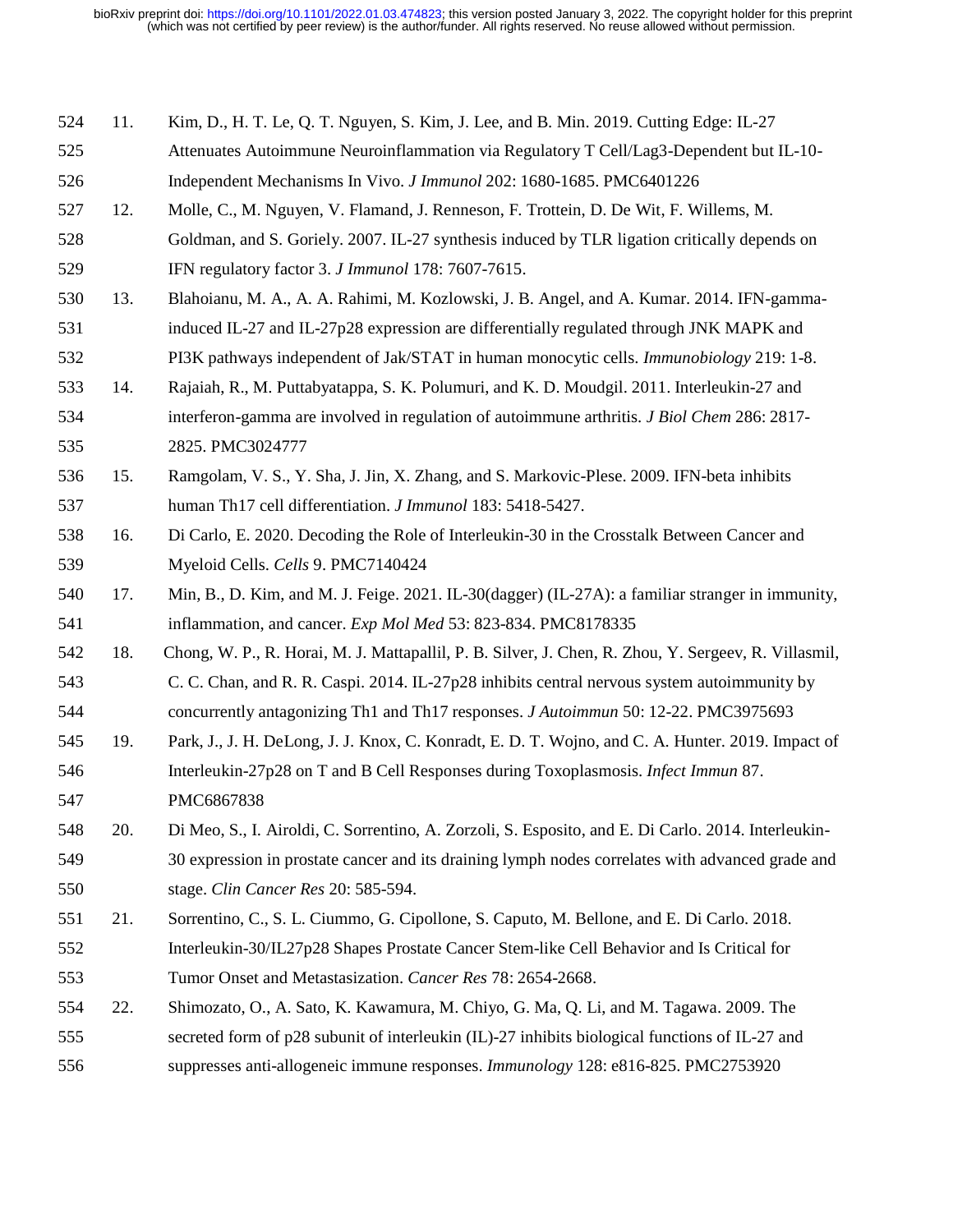11. Kim, D., H. T. Le, Q. T. Nguyen, S. Kim, J. Lee, and B. Min. 2019. Cutting Edge: IL-27 Attenuates Autoimmune Neuroinflammation via Regulatory T Cell/Lag3-Dependent but IL-10-Independent Mechanisms In Vivo. *J Immunol* 202: 1680-1685. PMC6401226
12. Molle, C., M. Nguyen, V. Flamand, J. Renneson, F. Trottein, D. De Wit, F. Willems, M. Goldman, and S. Goriely. 2007. IL-27 synthesis induced by TLR ligation critically depends on IFN regulatory factor 3. *J Immunol* 178: 7607-7615.
13. Blahoianu, M. A., A. A. Rahimi, M. Kozlowski, J. B. Angel, and A. Kumar. 2014. IFN-gamma-induced IL-27 and IL-27p28 expression are differentially regulated through JNK MAPK and PI3K pathways independent of Jak/STAT in human monocytic cells. *Immunobiology* 219: 1-8.
14. Rajaiah, R., M. Puttabyatappa, S. K. Polumuri, and K. D. Moudgil. 2011. Interleukin-27 and interferon-gamma are involved in regulation of autoimmune arthritis. *J Biol Chem* 286: 2817-2825. PMC3024777
15. Ramgolam, V. S., Y. Sha, J. Jin, X. Zhang, and S. Markovic-Plese. 2009. IFN-beta inhibits human Th17 cell differentiation. *J Immunol* 183: 5418-5427.
16. Di Carlo, E. 2020. Decoding the Role of Interleukin-30 in the Crosstalk Between Cancer and Myeloid Cells. *Cells* 9. PMC7140424
17. Min, B., D. Kim, and M. J. Feige. 2021. IL-30(dagger) (IL-27A): a familiar stranger in immunity, inflammation, and cancer. *Exp Mol Med* 53: 823-834. PMC8178335
18. Chong, W. P., R. Horai, M. J. Mattapallil, P. B. Silver, J. Chen, R. Zhou, Y. Sergeev, R. Villasmil, C. C. Chan, and R. R. Caspi. 2014. IL-27p28 inhibits central nervous system autoimmunity by concurrently antagonizing Th1 and Th17 responses. *J Autoimmun* 50: 12-22. PMC3975693
19. Park, J., J. H. DeLong, J. J. Knox, C. Konradt, E. D. T. Wojno, and C. A. Hunter. 2019. Impact of Interleukin-27p28 on T and B Cell Responses during Toxoplasmosis. *Infect Immun* 87. PMC6867838
20. Di Meo, S., I. Airoldi, C. Sorrentino, A. Zorzoli, S. Esposito, and E. Di Carlo. 2014. Interleukin-30 expression in prostate cancer and its draining lymph nodes correlates with advanced grade and stage. *Clin Cancer Res* 20: 585-594.
21. Sorrentino, C., S. L. Ciummo, G. Cipollone, S. Caputo, M. Bellone, and E. Di Carlo. 2018. Interleukin-30/IL27p28 Shapes Prostate Cancer Stem-like Cell Behavior and Is Critical for Tumor Onset and Metastasization. *Cancer Res* 78: 2654-2668.
22. Shimozato, O., A. Sato, K. Kawamura, M. Chiyo, G. Ma, Q. Li, and M. Tagawa. 2009. The secreted form of p28 subunit of interleukin (IL)-27 inhibits biological functions of IL-27 and suppresses anti-allogeneic immune responses. *Immunology* 128: e816-825. PMC2753920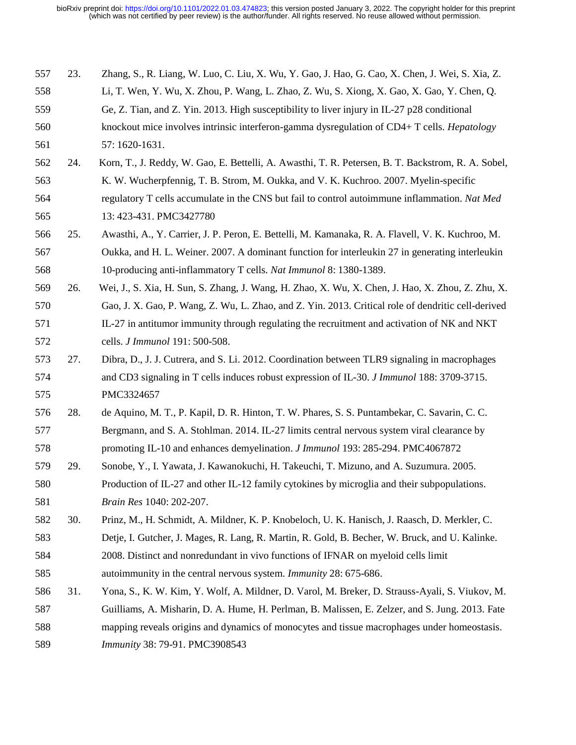23. Zhang, S., R. Liang, W. Luo, C. Liu, X. Wu, Y. Gao, J. Hao, G. Cao, X. Chen, J. Wei, S. Xia, Z. Li, T. Wen, Y. Wu, X. Zhou, P. Wang, L. Zhao, Z. Wu, S. Xiong, X. Gao, X. Gao, Y. Chen, Q. Ge, Z. Tian, and Z. Yin. 2013. High susceptibility to liver injury in IL-27 p28 conditional knockout mice involves intrinsic interferon-gamma dysregulation of CD4+ T cells. *Hepatology* 57: 1620-1631.

24. Korn, T., J. Reddy, W. Gao, E. Bettelli, A. Awasthi, T. R. Petersen, B. T. Backstrom, R. A. Sobel, K. W. Wucherpfennig, T. B. Strom, M. Oukka, and V. K. Kuchroo. 2007. Myelin-specific regulatory T cells accumulate in the CNS but fail to control autoimmune inflammation. *Nat Med* 13: 423-431. PMC3427780

25. Awasthi, A., Y. Carrier, J. P. Peron, E. Bettelli, M. Kamanaka, R. A. Flavell, V. K. Kuchroo, M. Oukka, and H. L. Weiner. 2007. A dominant function for interleukin 27 in generating interleukin 10-producing anti-inflammatory T cells. *Nat Immunol* 8: 1380-1389.

26. Wei, J., S. Xia, H. Sun, S. Zhang, J. Wang, H. Zhao, X. Wu, X. Chen, J. Hao, X. Zhou, Z. Zhu, X. Gao, J. X. Gao, P. Wang, Z. Wu, L. Zhao, and Z. Yin. 2013. Critical role of dendritic cell-derived IL-27 in antitumor immunity through regulating the recruitment and activation of NK and NKT cells. *J Immunol* 191: 500-508.

27. Dibra, D., J. J. Cutrera, and S. Li. 2012. Coordination between TLR9 signaling in macrophages and CD3 signaling in T cells induces robust expression of IL-30. *J Immunol* 188: 3709-3715. PMC3324657

28. de Aquino, M. T., P. Kapil, D. R. Hinton, T. W. Phares, S. S. Puntambekar, C. Savarin, C. C. Bergmann, and S. A. Stohlman. 2014. IL-27 limits central nervous system viral clearance by promoting IL-10 and enhances demyelination. *J Immunol* 193: 285-294. PMC4067872

29. Sonobe, Y., I. Yawata, J. Kawanokuchi, H. Takeuchi, T. Mizuno, and A. Suzumura. 2005. Production of IL-27 and other IL-12 family cytokines by microglia and their subpopulations. *Brain Res* 1040: 202-207.

30. Prinz, M., H. Schmidt, A. Mildner, K. P. Knobeloch, U. K. Hanisch, J. Raasch, D. Merkler, C. Detje, I. Gutcher, J. Mages, R. Lang, R. Martin, R. Gold, B. Becher, W. Bruck, and U. Kalinke. 2008. Distinct and nonredundant in vivo functions of IFNAR on myeloid cells limit autoimmunity in the central nervous system. *Immunity* 28: 675-686.

31. Yona, S., K. W. Kim, Y. Wolf, A. Mildner, D. Varol, M. Breker, D. Strauss-Ayali, S. Viukov, M. Guilliams, A. Misharin, D. A. Hume, H. Perlman, B. Malissen, E. Zelzer, and S. Jung. 2013. Fate mapping reveals origins and dynamics of monocytes and tissue macrophages under homeostasis. *Immunity* 38: 79-91. PMC3908543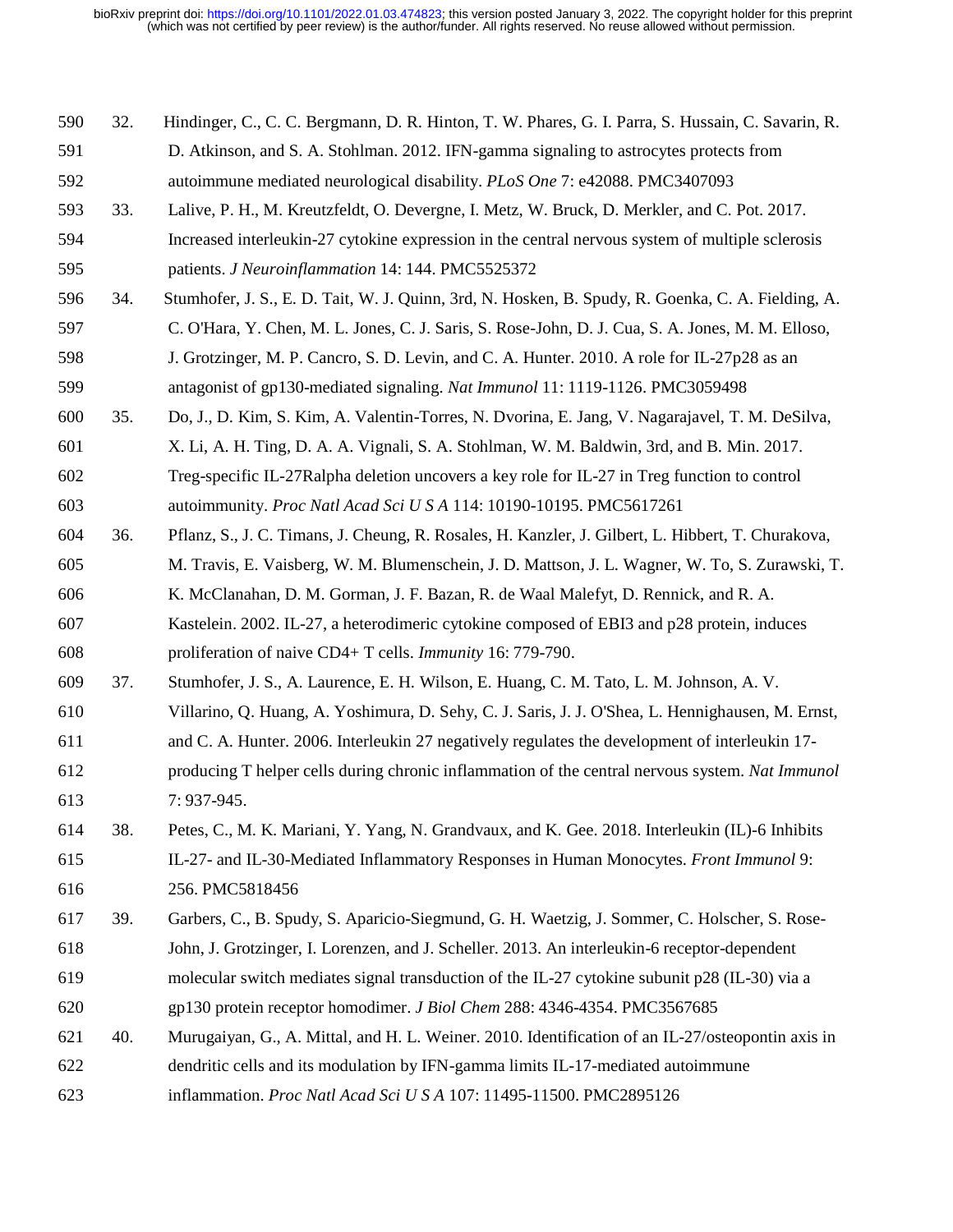32. Hindinger, C., C. C. Bergmann, D. R. Hinton, T. W. Phares, G. I. Parra, S. Hussain, C. Savarin, R. D. Atkinson, and S. A. Stohlman. 2012. IFN-gamma signaling to astrocytes protects from autoimmune mediated neurological disability. *PLoS One* 7: e42088. PMC3407093

33. Lalive, P. H., M. Kreutzfeldt, O. Devergne, I. Metz, W. Bruck, D. Merkler, and C. Pot. 2017. Increased interleukin-27 cytokine expression in the central nervous system of multiple sclerosis patients. *J Neuroinflammation* 14: 144. PMC5525372

34. Stumhofer, J. S., E. D. Tait, W. J. Quinn, 3rd, N. Hosken, B. Spudy, R. Goenka, C. A. Fielding, A. C. O'Hara, Y. Chen, M. L. Jones, C. J. Saris, S. Rose-John, D. J. Cua, S. A. Jones, M. M. Elloso, J. Grotzinger, M. P. Cancro, S. D. Levin, and C. A. Hunter. 2010. A role for IL-27p28 as an antagonist of gp130-mediated signaling. *Nat Immunol* 11: 1119-1126. PMC3059498

35. Do, J., D. Kim, S. Kim, A. Valentin-Torres, N. Dvorina, E. Jang, V. Nagarajavel, T. M. DeSilva, X. Li, A. H. Ting, D. A. A. Vignali, S. A. Stohlman, W. M. Baldwin, 3rd, and B. Min. 2017. Treg-specific IL-27Ralpha deletion uncovers a key role for IL-27 in Treg function to control autoimmunity. *Proc Natl Acad Sci U S A* 114: 10190-10195. PMC5617261

36. Pflanz, S., J. C. Timans, J. Cheung, R. Rosales, H. Kanzler, J. Gilbert, L. Hibbert, T. Churakova, M. Travis, E. Vaisberg, W. M. Blumenschein, J. D. Mattson, J. L. Wagner, W. To, S. Zurawski, T. K. McClanahan, D. M. Gorman, J. F. Bazan, R. de Waal Malefyt, D. Rennick, and R. A. Kastelein. 2002. IL-27, a heterodimeric cytokine composed of EBI3 and p28 protein, induces proliferation of naive CD4+ T cells. *Immunity* 16: 779-790.

37. Stumhofer, J. S., A. Laurence, E. H. Wilson, E. Huang, C. M. Tato, L. M. Johnson, A. V. Villarino, Q. Huang, A. Yoshimura, D. Sehy, C. J. Saris, J. J. O'Shea, L. Hennighausen, M. Ernst, and C. A. Hunter. 2006. Interleukin 27 negatively regulates the development of interleukin 17-producing T helper cells during chronic inflammation of the central nervous system. *Nat Immunol* 7: 937-945.

38. Petes, C., M. K. Mariani, Y. Yang, N. Grandvaux, and K. Gee. 2018. Interleukin (IL)-6 Inhibits IL-27- and IL-30-Mediated Inflammatory Responses in Human Monocytes. *Front Immunol* 9: 256. PMC5818456

39. Garbers, C., B. Spudy, S. Aparicio-Siegmund, G. H. Waetzig, J. Sommer, C. Holscher, S. Rose-John, J. Grotzinger, I. Lorenzen, and J. Scheller. 2013. An interleukin-6 receptor-dependent molecular switch mediates signal transduction of the IL-27 cytokine subunit p28 (IL-30) via a gp130 protein receptor homodimer. *J Biol Chem* 288: 4346-4354. PMC3567685

40. Murugaiyan, G., A. Mittal, and H. L. Weiner. 2010. Identification of an IL-27/osteopontin axis in dendritic cells and its modulation by IFN-gamma limits IL-17-mediated autoimmune inflammation. *Proc Natl Acad Sci U S A* 107: 11495-11500. PMC2895126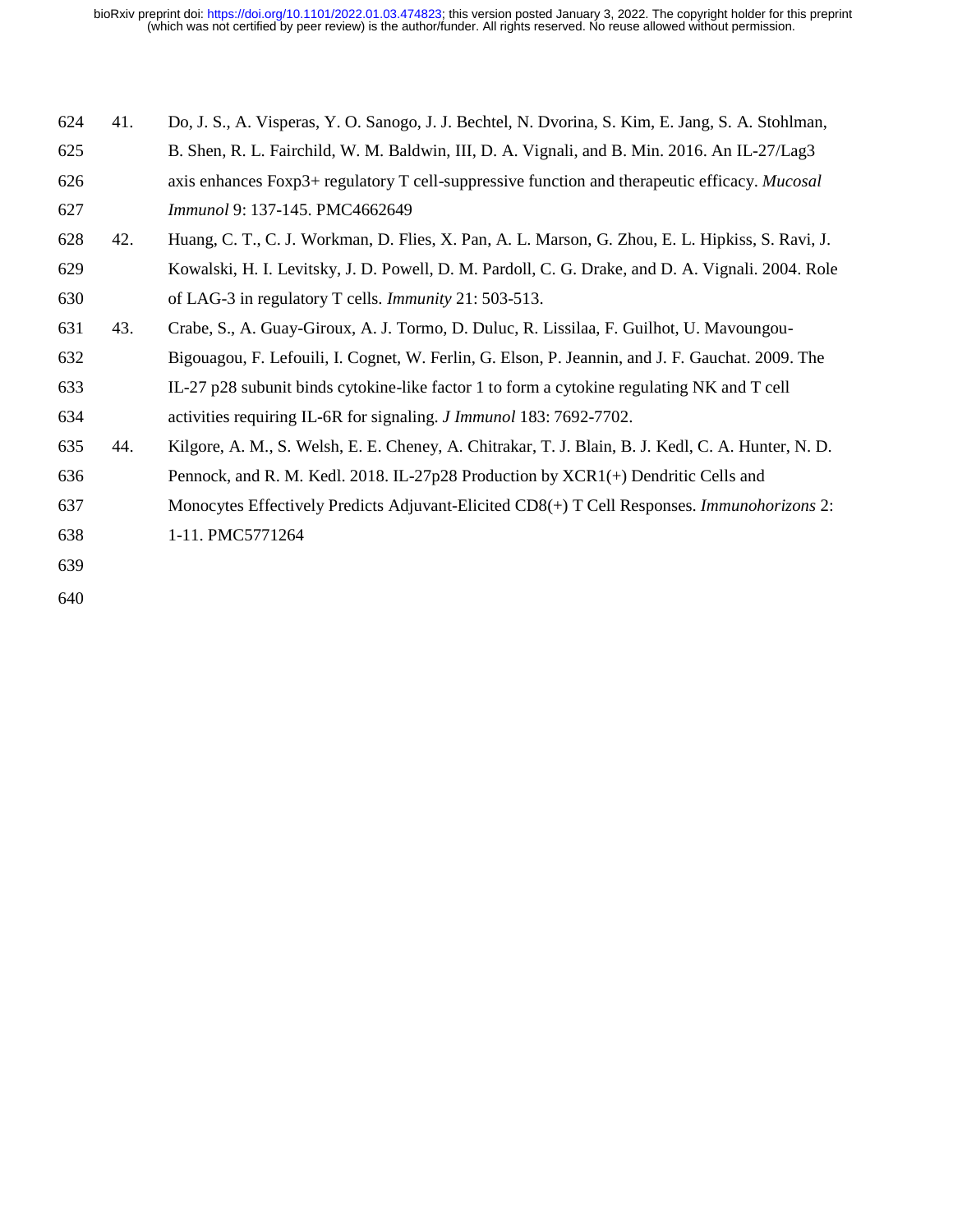41. Do, J. S., A. Visperas, Y. O. Sanogo, J. J. Bechtel, N. Dvorina, S. Kim, E. Jang, S. A. Stohlman, B. Shen, R. L. Fairchild, W. M. Baldwin, III, D. A. Vignali, and B. Min. 2016. An IL-27/Lag3 axis enhances Foxp3+ regulatory T cell-suppressive function and therapeutic efficacy. *Mucosal Immunol* 9: 137-145. PMC4662649
42. Huang, C. T., C. J. Workman, D. Flies, X. Pan, A. L. Marson, G. Zhou, E. L. Hipkiss, S. Ravi, J. Kowalski, H. I. Levitsky, J. D. Powell, D. M. Pardoll, C. G. Drake, and D. A. Vignali. 2004. Role of LAG-3 in regulatory T cells. *Immunity* 21: 503-513.
43. Crabe, S., A. Guay-Giroux, A. J. Tormo, D. Duluc, R. Lissilaa, F. Guilhot, U. Mavoungou-Bigouagou, F. Lefouili, I. Cognet, W. Ferlin, G. Elson, P. Jeannin, and J. F. Gauchat. 2009. The IL-27 p28 subunit binds cytokine-like factor 1 to form a cytokine regulating NK and T cell activities requiring IL-6R for signaling. *J Immunol* 183: 7692-7702.
44. Kilgore, A. M., S. Welsh, E. E. Cheney, A. Chitrakar, T. J. Blain, B. J. Kedl, C. A. Hunter, N. D. Pennock, and R. M. Kedl. 2018. IL-27p28 Production by XCR1(+) Dendritic Cells and Monocytes Effectively Predicts Adjuvant-Elicited CD8(+) T Cell Responses. *Immunohorizons* 2: 1-11. PMC5771264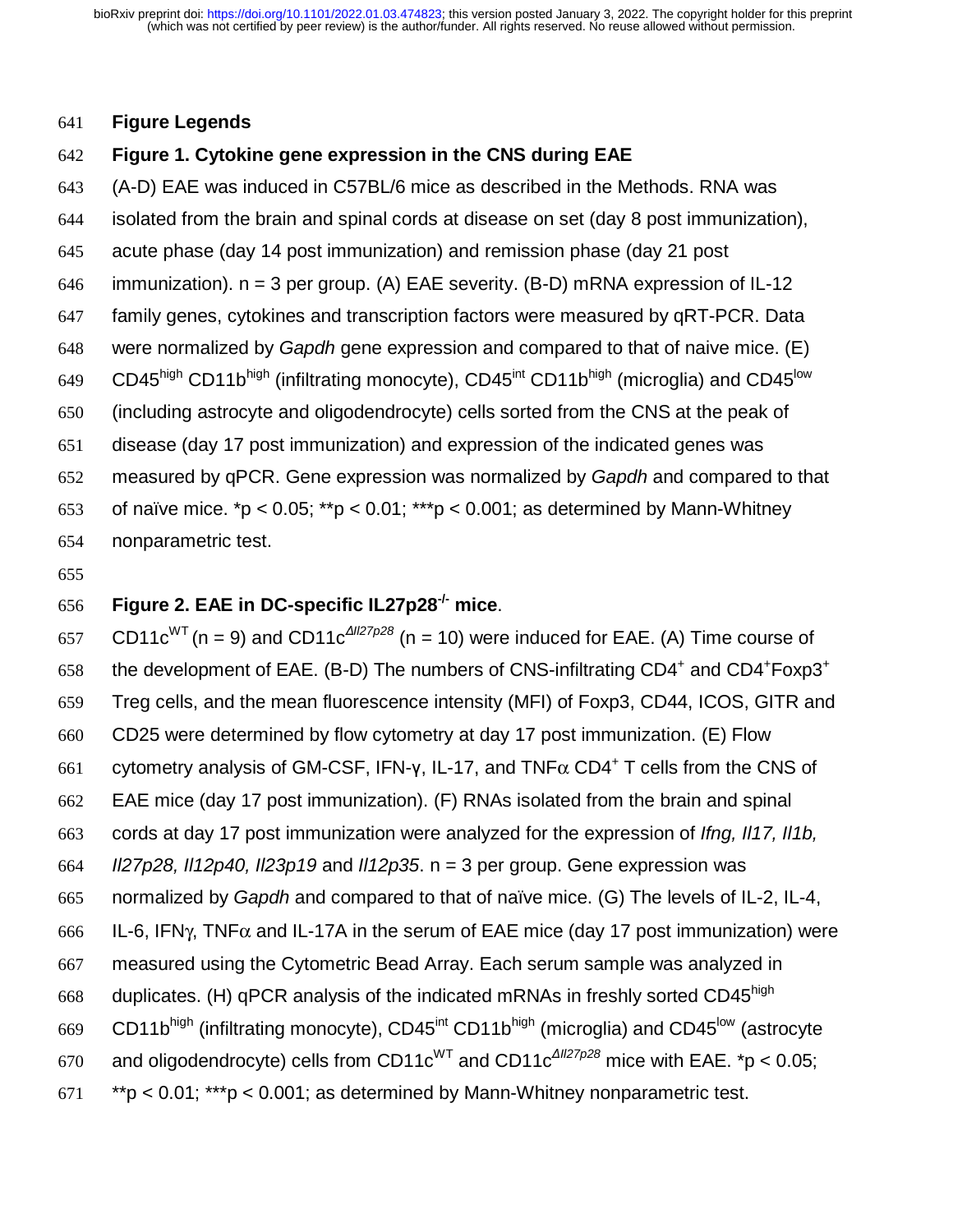## Figure Legends

### Figure 1. Cytokine gene expression in the CNS during EAE

(A-D) EAE was induced in C57BL/6 mice as described in the Methods. RNA was isolated from the brain and spinal cords at disease on set (day 8 post immunization), acute phase (day 14 post immunization) and remission phase (day 21 post immunization). n = 3 per group. (A) EAE severity. (B-D) mRNA expression of IL-12 family genes, cytokines and transcription factors were measured by qRT-PCR. Data were normalized by *Gapdh* gene expression and compared to that of naive mice. (E) CD45$^{high}$ CD11b$^{high}$ (infiltrating monocyte), CD45$^{int}$ CD11b$^{high}$ (microglia) and CD45$^{low}$ (including astrocyte and oligodendrocyte) cells sorted from the CNS at the peak of disease (day 17 post immunization) and expression of the indicated genes was measured by qPCR. Gene expression was normalized by *Gapdh* and compared to that of naïve mice. *p < 0.05; **p < 0.01; ***p < 0.001; as determined by Mann-Whitney nonparametric test.

### Figure 2. EAE in DC-specific IL27p28$^{-/-}$ mice.

CD11c$^{WT}$ (n = 9) and CD11c$^{\Delta Il27p28}$ (n = 10) were induced for EAE. (A) Time course of the development of EAE. (B-D) The numbers of CNS-infiltrating CD4$^{+}$ and CD4$^{+}$Foxp3$^{+}$ Treg cells, and the mean fluorescence intensity (MFI) of Foxp3, CD44, ICOS, GITR and CD25 were determined by flow cytometry at day 17 post immunization. (E) Flow cytometry analysis of GM-CSF, IFN-γ, IL-17, and TNFα CD4$^{+}$ T cells from the CNS of EAE mice (day 17 post immunization). (F) RNAs isolated from the brain and spinal cords at day 17 post immunization were analyzed for the expression of *Ifng, Il17, Il1b, Il27p28, Il12p40, Il23p19* and *Il12p35*. n = 3 per group. Gene expression was normalized by *Gapdh* and compared to that of naïve mice. (G) The levels of IL-2, IL-4, IL-6, IFNγ, TNFα and IL-17A in the serum of EAE mice (day 17 post immunization) were measured using the Cytometric Bead Array. Each serum sample was analyzed in duplicates. (H) qPCR analysis of the indicated mRNAs in freshly sorted CD45$^{high}$ CD11b$^{high}$ (infiltrating monocyte), CD45$^{int}$ CD11b$^{high}$ (microglia) and CD45$^{low}$ (astrocyte and oligodendrocyte) cells from CD11c$^{WT}$ and CD11c$^{\Delta Il27p28}$ mice with EAE. *p < 0.05; **p < 0.01; ***p < 0.001; as determined by Mann-Whitney nonparametric test.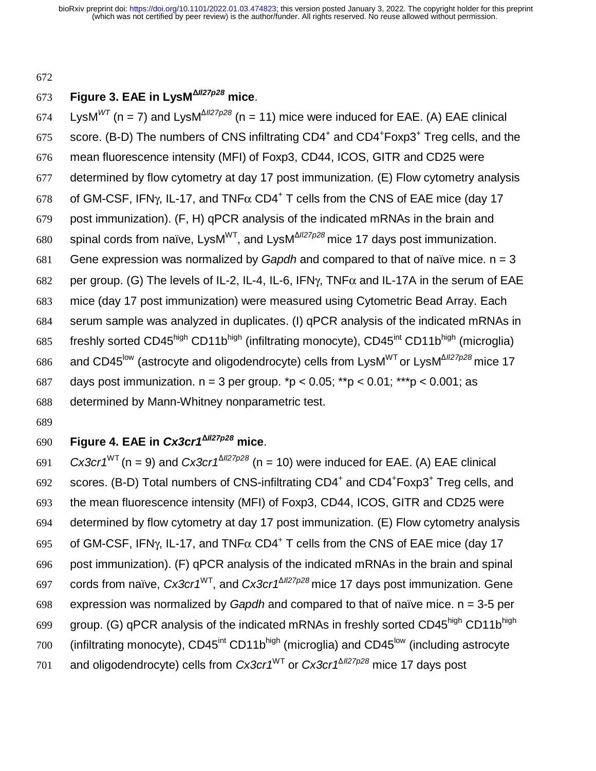**Figure 3. EAE in LysM$^{\Delta Il27p28}$ mice**.

LysM$^{WT}$ (n = 7) and LysM$^{\Delta Il27p28}$ (n = 11) mice were induced for EAE. (A) EAE clinical score. (B-D) The numbers of CNS infiltrating CD4$^{+}$ and CD4$^{+}$Foxp3$^{+}$ Treg cells, and the mean fluorescence intensity (MFI) of Foxp3, CD44, ICOS, GITR and CD25 were determined by flow cytometry at day 17 post immunization. (E) Flow cytometry analysis of GM-CSF, IFNγ, IL-17, and TNFα CD4$^{+}$ T cells from the CNS of EAE mice (day 17 post immunization). (F, H) qPCR analysis of the indicated mRNAs in the brain and spinal cords from naïve, LysM$^{WT}$, and LysM$^{\Delta Il27p28}$ mice 17 days post immunization. Gene expression was normalized by *Gapdh* and compared to that of naïve mice. n = 3 per group. (G) The levels of IL-2, IL-4, IL-6, IFNγ, TNFα and IL-17A in the serum of EAE mice (day 17 post immunization) were measured using Cytometric Bead Array. Each serum sample was analyzed in duplicates. (I) qPCR analysis of the indicated mRNAs in freshly sorted CD45$^{high}$ CD11b$^{high}$ (infiltrating monocyte), CD45$^{int}$ CD11b$^{high}$ (microglia) and CD45$^{low}$ (astrocyte and oligodendrocyte) cells from LysM$^{WT}$ or LysM$^{\Delta Il27p28}$ mice 17 days post immunization. n = 3 per group. *$p < 0.05$; **$p < 0.01$; ***$p < 0.001$; as determined by Mann-Whitney nonparametric test.

**Figure 4. EAE in *Cx3cr1*$^{\Delta Il27p28}$ mice**.

*Cx3cr1*$^{WT}$ (n = 9) and *Cx3cr1*$^{\Delta Il27p28}$ (n = 10) were induced for EAE. (A) EAE clinical scores. (B-D) Total numbers of CNS-infiltrating CD4$^{+}$ and CD4$^{+}$Foxp3$^{+}$ Treg cells, and the mean fluorescence intensity (MFI) of Foxp3, CD44, ICOS, GITR and CD25 were determined by flow cytometry at day 17 post immunization. (E) Flow cytometry analysis of GM-CSF, IFNγ, IL-17, and TNFα CD4$^{+}$ T cells from the CNS of EAE mice (day 17 post immunization). (F) qPCR analysis of the indicated mRNAs in the brain and spinal cords from naïve, *Cx3cr1*$^{WT}$, and *Cx3cr1*$^{\Delta Il27p28}$ mice 17 days post immunization. Gene expression was normalized by *Gapdh* and compared to that of naïve mice. n = 3-5 per group. (G) qPCR analysis of the indicated mRNAs in freshly sorted CD45$^{high}$ CD11b$^{high}$ (infiltrating monocyte), CD45$^{int}$ CD11b$^{high}$ (microglia) and CD45$^{low}$ (including astrocyte and oligodendrocyte) cells from *Cx3cr1*$^{WT}$ or *Cx3cr1*$^{\Delta Il27p28}$ mice 17 days post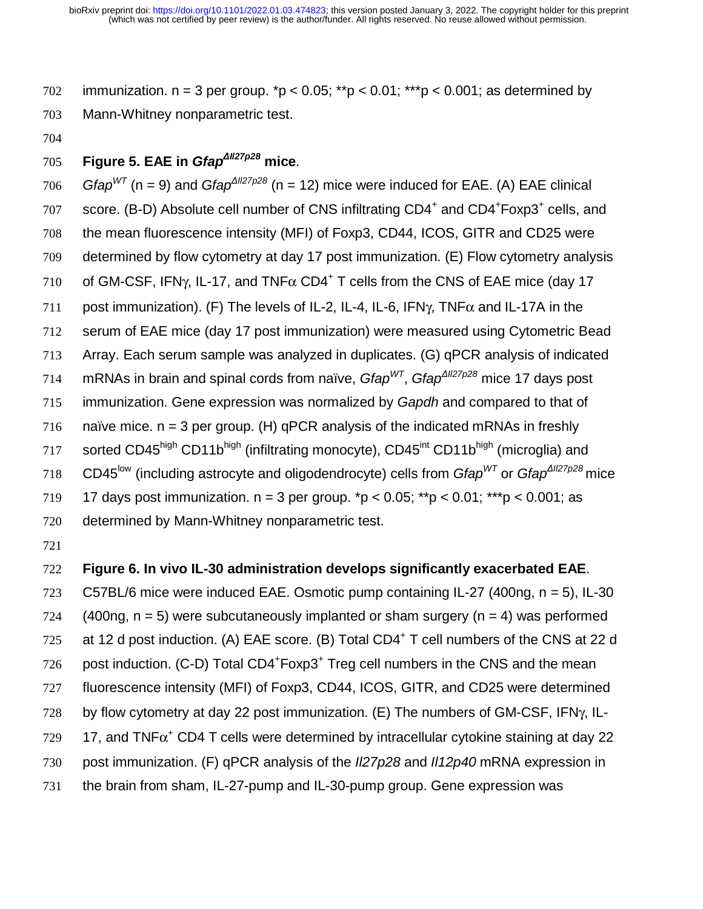immunization. n = 3 per group. *p < 0.05; **p < 0.01; ***p < 0.001; as determined by Mann-Whitney nonparametric test.

**Figure 5. EAE in *Gfap*$^{\Delta Il27p28}$ mice**.

*Gfap*$^{WT}$ (n = 9) and *Gfap*$^{\Delta Il27p28}$ (n = 12) mice were induced for EAE. (A) EAE clinical score. (B-D) Absolute cell number of CNS infiltrating $CD4^+$ and $CD4^+Foxp3^+$ cells, and the mean fluorescence intensity (MFI) of Foxp3, CD44, ICOS, GITR and CD25 were determined by flow cytometry at day 17 post immunization. (E) Flow cytometry analysis of GM-CSF, IFNγ, IL-17, and TNFα $CD4^+$ T cells from the CNS of EAE mice (day 17 post immunization). (F) The levels of IL-2, IL-4, IL-6, IFNγ, TNFα and IL-17A in the serum of EAE mice (day 17 post immunization) were measured using Cytometric Bead Array. Each serum sample was analyzed in duplicates. (G) qPCR analysis of indicated mRNAs in brain and spinal cords from naïve, *Gfap*$^{WT}$, *Gfap*$^{\Delta Il27p28}$ mice 17 days post immunization. Gene expression was normalized by *Gapdh* and compared to that of naïve mice. n = 3 per group. (H) qPCR analysis of the indicated mRNAs in freshly sorted $CD45^{high}$ $CD11b^{high}$ (infiltrating monocyte), $CD45^{int}$ $CD11b^{high}$ (microglia) and $CD45^{low}$ (including astrocyte and oligodendrocyte) cells from *Gfap*$^{WT}$ or *Gfap*$^{\Delta Il27p28}$ mice 17 days post immunization. n = 3 per group. *p < 0.05; **p < 0.01; ***p < 0.001; as determined by Mann-Whitney nonparametric test.

**Figure 6. In vivo IL-30 administration develops significantly exacerbated EAE**.

C57BL/6 mice were induced EAE. Osmotic pump containing IL-27 (400ng, n = 5), IL-30 (400ng, n = 5) were subcutaneously implanted or sham surgery (n = 4) was performed at 12 d post induction. (A) EAE score. (B) Total $CD4^+$ T cell numbers of the CNS at 22 d post induction. (C-D) Total $CD4^+Foxp3^+$ Treg cell numbers in the CNS and the mean fluorescence intensity (MFI) of Foxp3, CD44, ICOS, GITR, and CD25 were determined by flow cytometry at day 22 post immunization. (E) The numbers of GM-CSF, IFNγ, IL-17, and $TNF\alpha^+$ CD4 T cells were determined by intracellular cytokine staining at day 22 post immunization. (F) qPCR analysis of the *Il27p28* and *Il12p40* mRNA expression in the brain from sham, IL-27-pump and IL-30-pump group. Gene expression was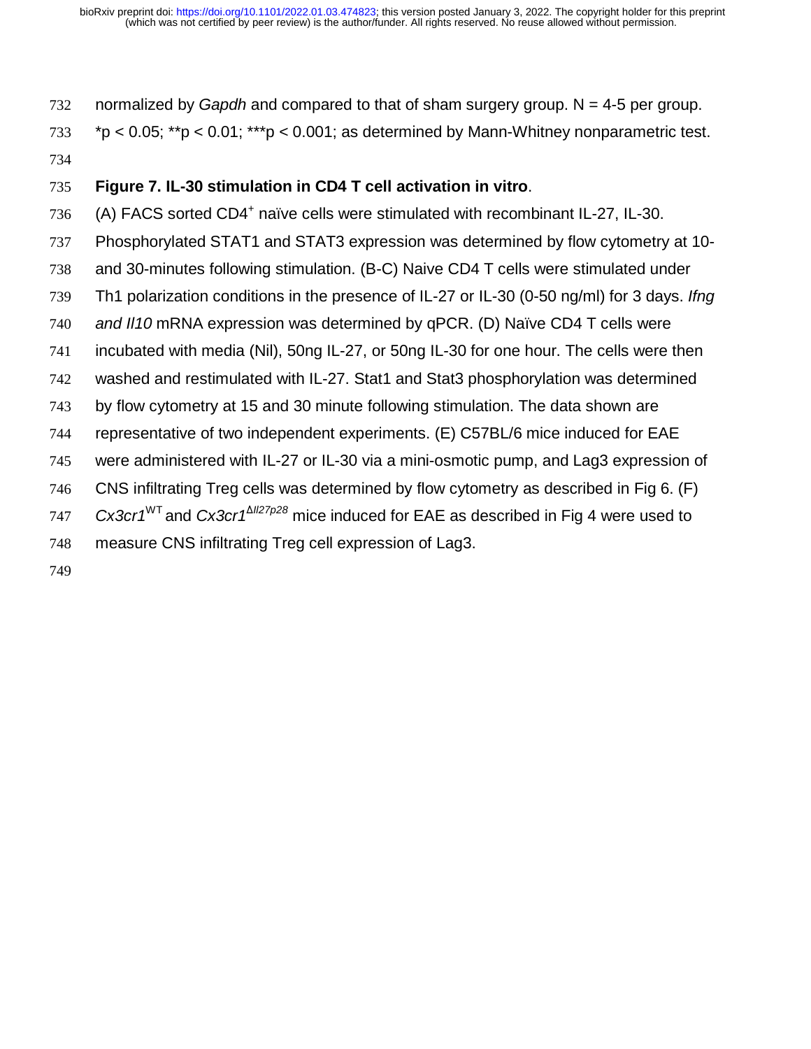normalized by *Gapdh* and compared to that of sham surgery group. N = 4-5 per group. *p < 0.05; **p < 0.01; ***p < 0.001; as determined by Mann-Whitney nonparametric test.

**Figure 7. IL-30 stimulation in CD4 T cell activation in vitro**.

(A) FACS sorted CD4$^{+}$ naïve cells were stimulated with recombinant IL-27, IL-30. Phosphorylated STAT1 and STAT3 expression was determined by flow cytometry at 10- and 30-minutes following stimulation. (B-C) Naive CD4 T cells were stimulated under Th1 polarization conditions in the presence of IL-27 or IL-30 (0-50 ng/ml) for 3 days. *Ifng and Il10* mRNA expression was determined by qPCR. (D) Naïve CD4 T cells were incubated with media (Nil), 50ng IL-27, or 50ng IL-30 for one hour. The cells were then washed and restimulated with IL-27. Stat1 and Stat3 phosphorylation was determined by flow cytometry at 15 and 30 minute following stimulation. The data shown are representative of two independent experiments. (E) C57BL/6 mice induced for EAE were administered with IL-27 or IL-30 via a mini-osmotic pump, and Lag3 expression of CNS infiltrating Treg cells was determined by flow cytometry as described in Fig 6. (F) *Cx3cr1*$^{WT}$ and *Cx3cr1*$^{\Delta Il27p28}$ mice induced for EAE as described in Fig 4 were used to measure CNS infiltrating Treg cell expression of Lag3.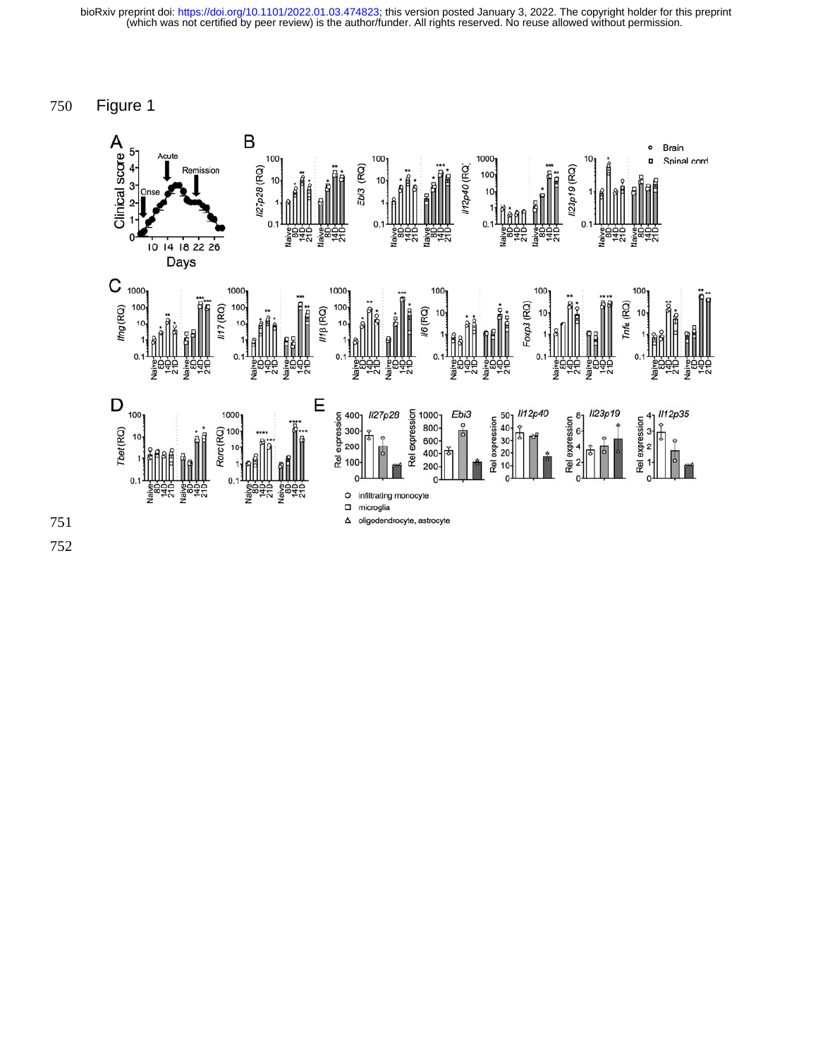Figure 1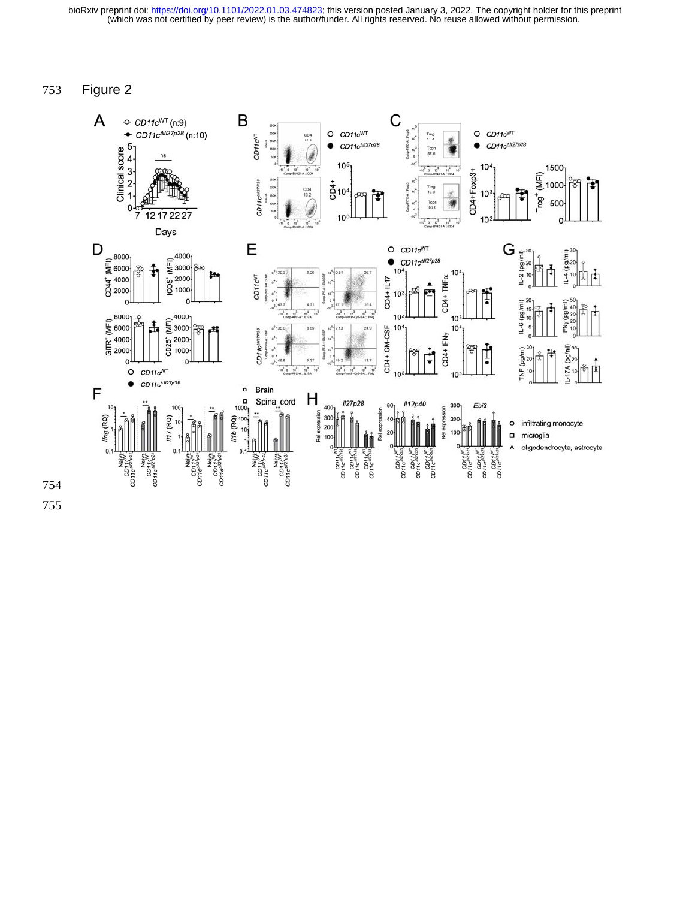753 Figure 2

754

755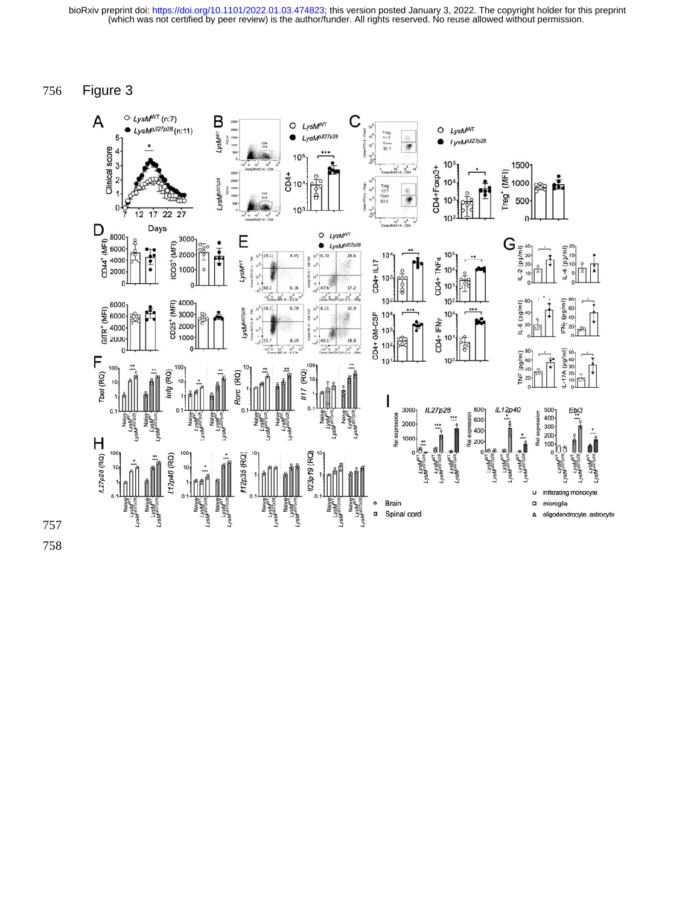Figure 3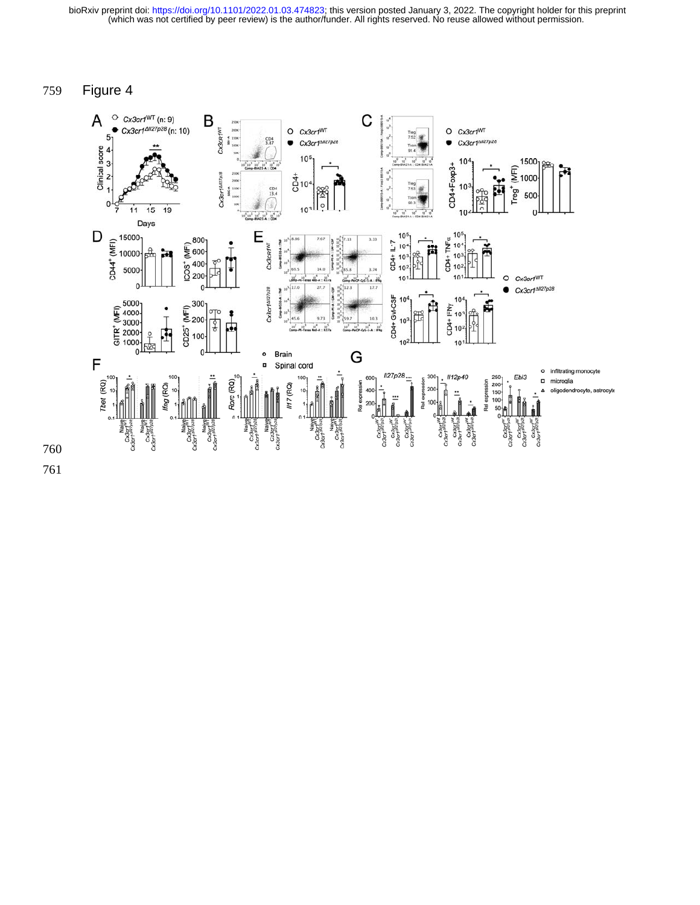Figure 4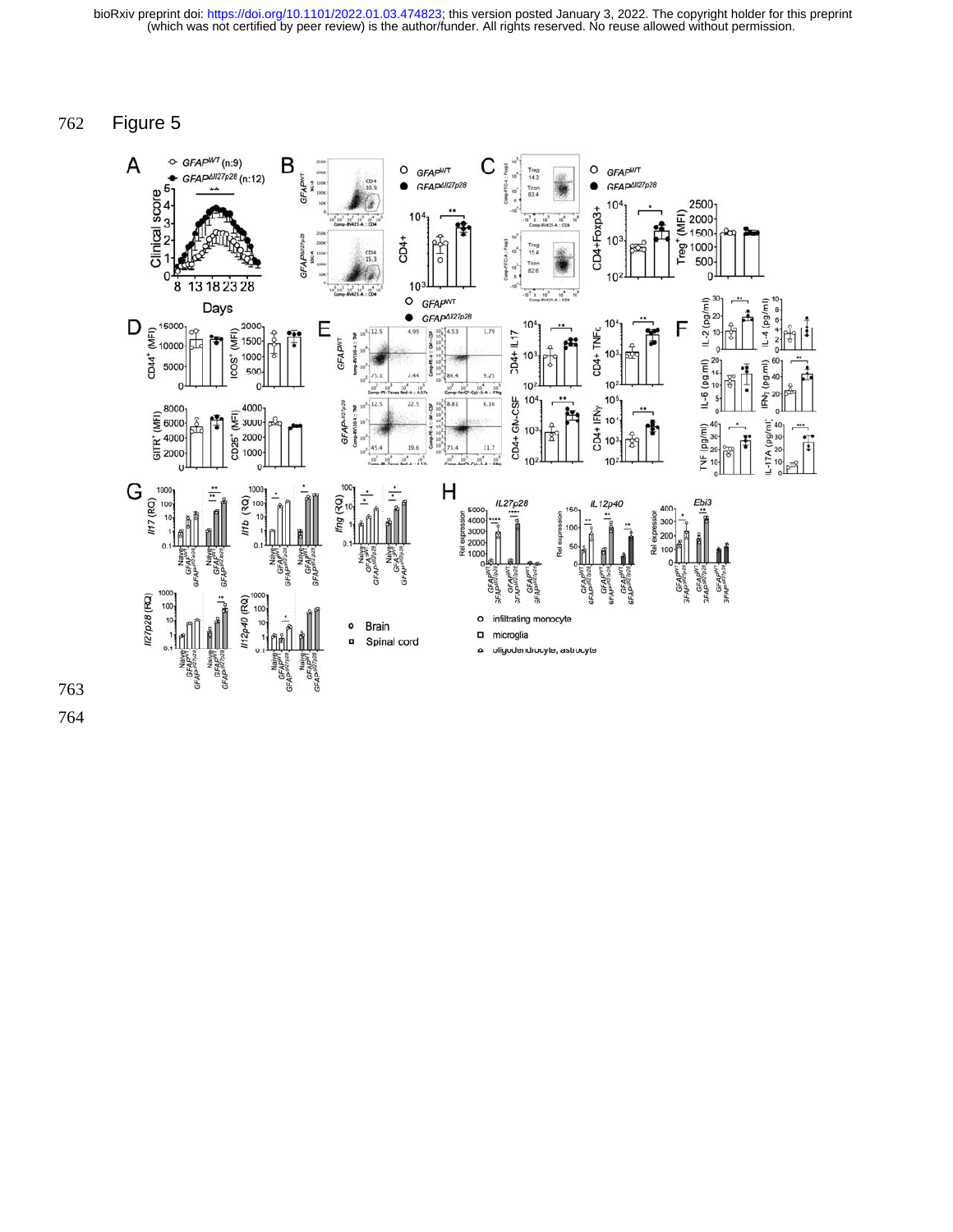Figure 5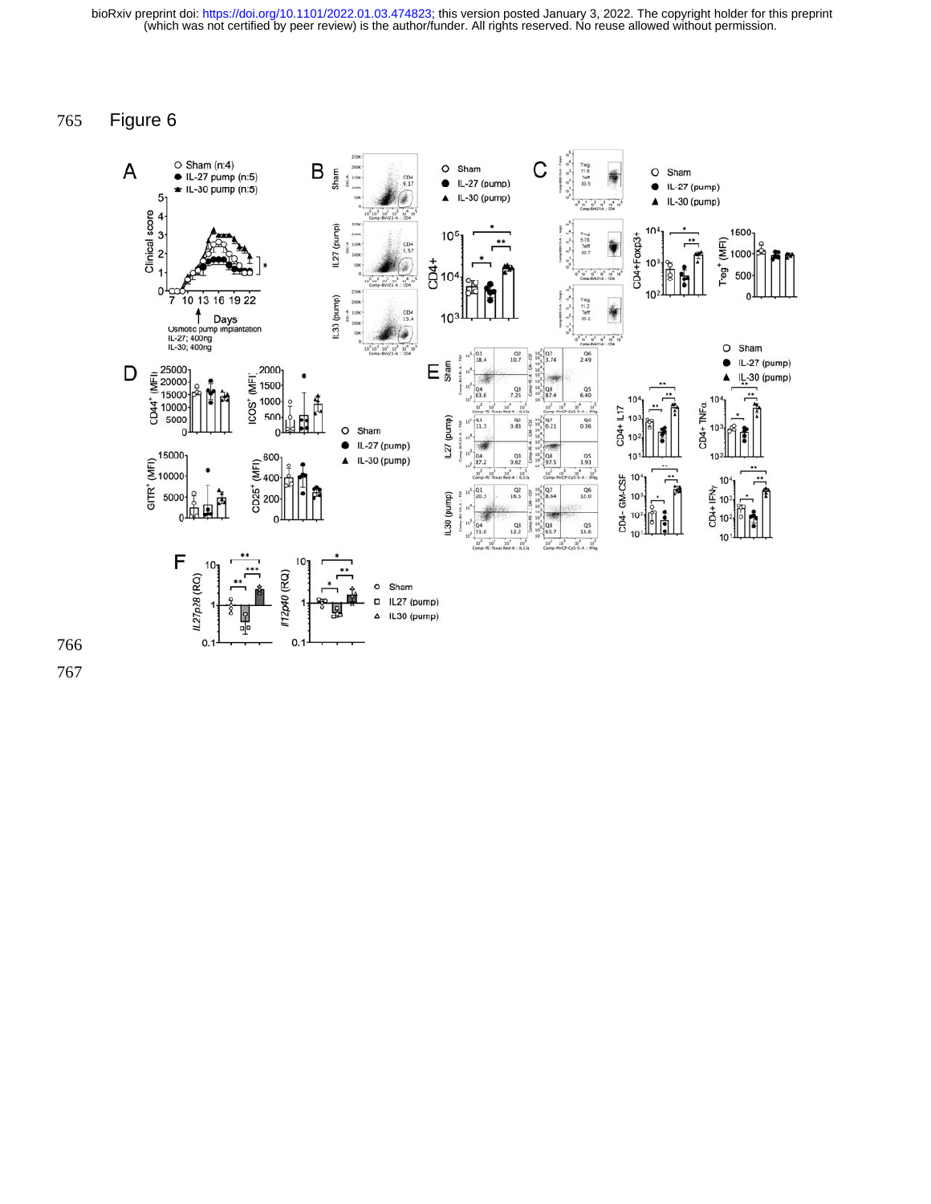Figure 6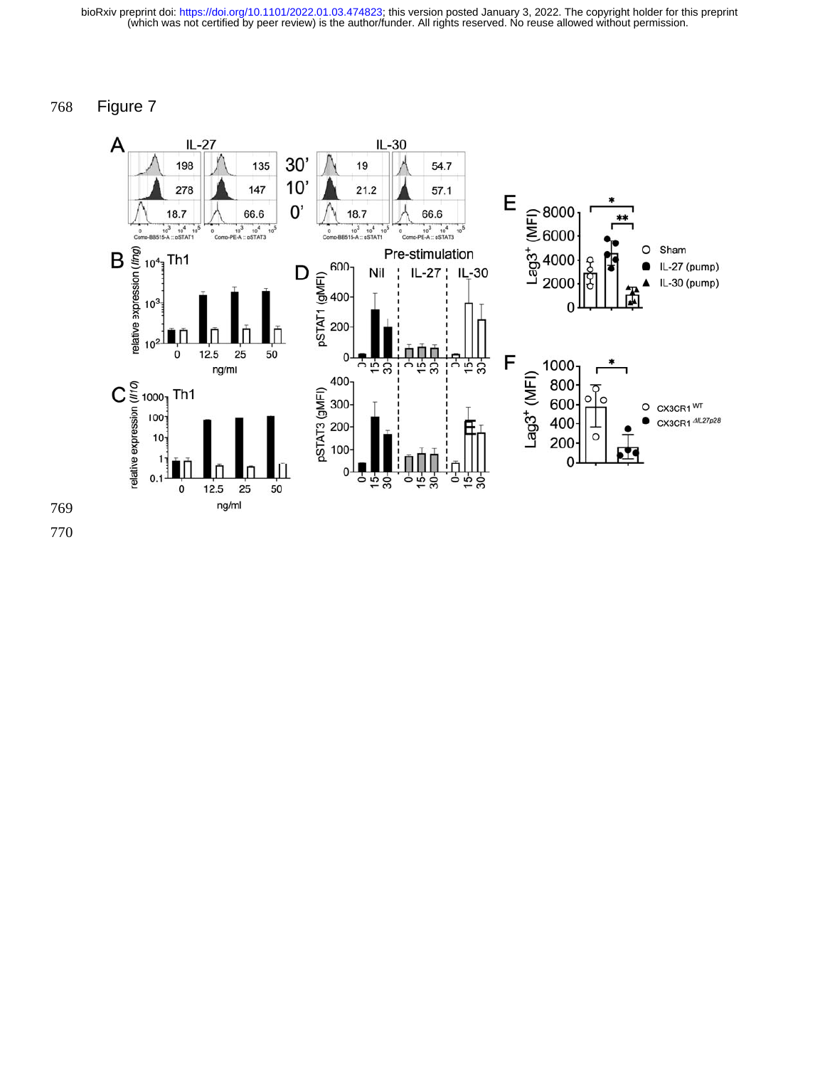Figure 7

A

IL-27

IL-30

198
135
30'
19
54.7

278
147
10'
21.2
57.1

18.7
66.6
0'
18.7
66.6

Comp-BB515-A :: pSTAT1
Comp-PE-A :: pSTAT3
Comp-BB515-A :: pSTAT1
Comp-PE-A :: pSTAT3

B

Th1

relative expression (*Ifng*)

$10^4$
$10^3$
$10^2$

0
12.5
25
50

ng/ml

C

Th1

relative expression (*Il10*)

1000
100
10
1
0.1

0
12.5
25
50

ng/ml

D

Pre-stimulation

Nil
IL-27
IL-30

pSTAT1 (gMFI)

600
400
200
0

0 15 30
0 15 30
0 15 30

pSTAT3 (gMFI)

400
300
200
100
0

0 15 30
0 15 30
0 15 30

E

Lag3$^+$ (MFI)

8000
6000
4000
2000
0

*
**

Sham
IL-27 (pump)
IL-30 (pump)

F

Lag3$^+$ (MFI)

1000
800
600
400
200
0

*

CX3CR1$^{WT}$
CX3CR1$^{\Delta IL27p28}$